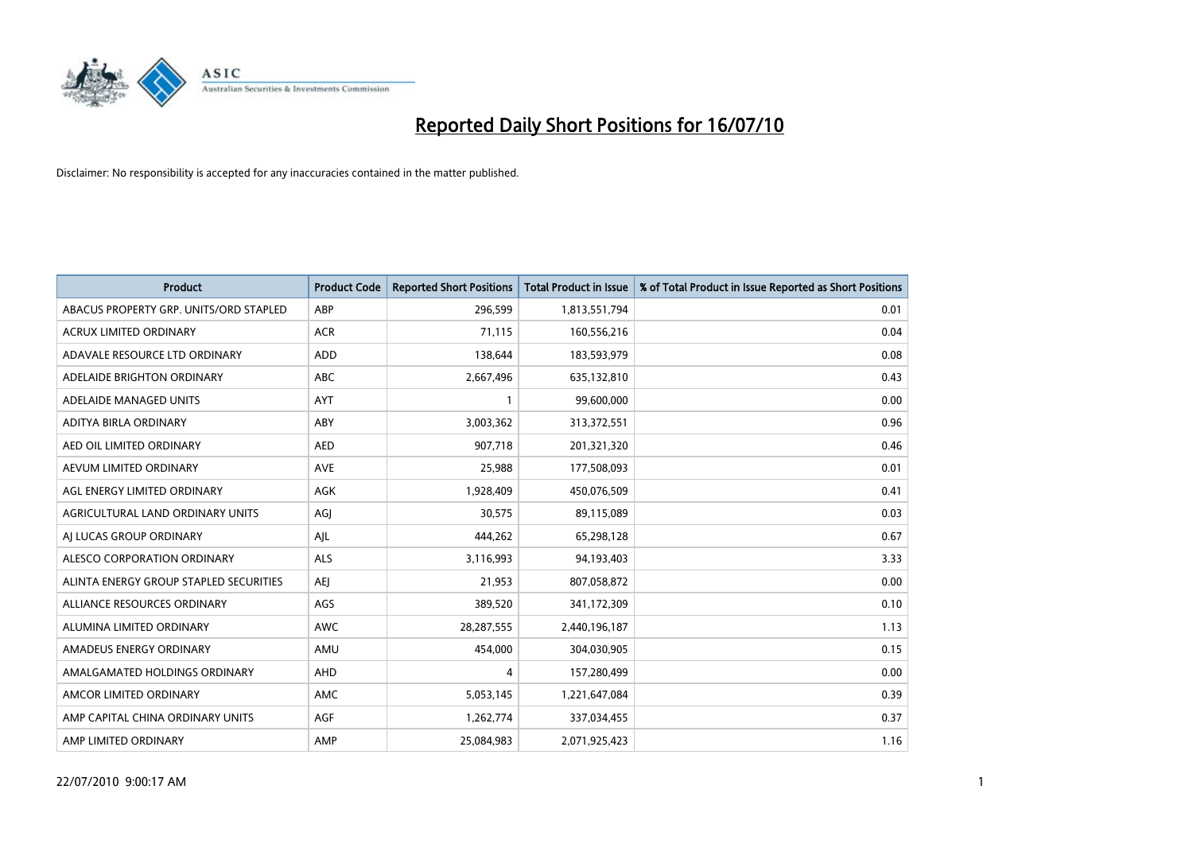# Reported Daily Short Positions for 16/07/10

Disclaimer: No responsibility is accepted for any inaccuracies contained in the matter published.

| Product | Product Code | Reported Short Positions | Total Product in Issue | % of Total Product in Issue Reported as Short Positions |
|---|---|---|---|---|
| ABACUS PROPERTY GRP. UNITS/ORD STAPLED | ABP | 296,599 | 1,813,551,794 | 0.01 |
| ACRUX LIMITED ORDINARY | ACR | 71,115 | 160,556,216 | 0.04 |
| ADAVALE RESOURCE LTD ORDINARY | ADD | 138,644 | 183,593,979 | 0.08 |
| ADELAIDE BRIGHTON ORDINARY | ABC | 2,667,496 | 635,132,810 | 0.43 |
| ADELAIDE MANAGED UNITS | AYT | 1 | 99,600,000 | 0.00 |
| ADITYA BIRLA ORDINARY | ABY | 3,003,362 | 313,372,551 | 0.96 |
| AED OIL LIMITED ORDINARY | AED | 907,718 | 201,321,320 | 0.46 |
| AEVUM LIMITED ORDINARY | AVE | 25,988 | 177,508,093 | 0.01 |
| AGL ENERGY LIMITED ORDINARY | AGK | 1,928,409 | 450,076,509 | 0.41 |
| AGRICULTURAL LAND ORDINARY UNITS | AGJ | 30,575 | 89,115,089 | 0.03 |
| AJ LUCAS GROUP ORDINARY | AJL | 444,262 | 65,298,128 | 0.67 |
| ALESCO CORPORATION ORDINARY | ALS | 3,116,993 | 94,193,403 | 3.33 |
| ALINTA ENERGY GROUP STAPLED SECURITIES | AEJ | 21,953 | 807,058,872 | 0.00 |
| ALLIANCE RESOURCES ORDINARY | AGS | 389,520 | 341,172,309 | 0.10 |
| ALUMINA LIMITED ORDINARY | AWC | 28,287,555 | 2,440,196,187 | 1.13 |
| AMADEUS ENERGY ORDINARY | AMU | 454,000 | 304,030,905 | 0.15 |
| AMALGAMATED HOLDINGS ORDINARY | AHD | 4 | 157,280,499 | 0.00 |
| AMCOR LIMITED ORDINARY | AMC | 5,053,145 | 1,221,647,084 | 0.39 |
| AMP CAPITAL CHINA ORDINARY UNITS | AGF | 1,262,774 | 337,034,455 | 0.37 |
| AMP LIMITED ORDINARY | AMP | 25,084,983 | 2,071,925,423 | 1.16 |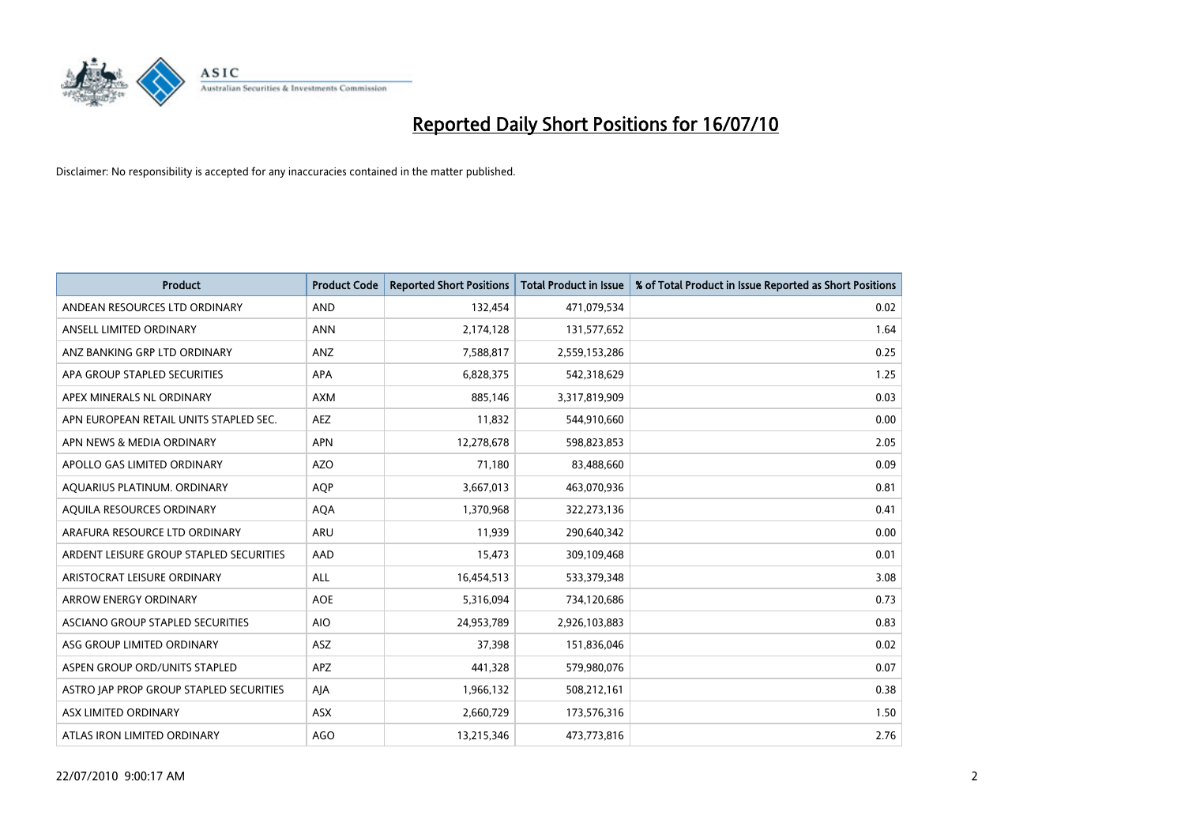# Reported Daily Short Positions for 16/07/10

Disclaimer: No responsibility is accepted for any inaccuracies contained in the matter published.

| Product | Product Code | Reported Short Positions | Total Product in Issue | % of Total Product in Issue Reported as Short Positions |
|---|---|---|---|---|
| ANDEAN RESOURCES LTD ORDINARY | AND | 132,454 | 471,079,534 | 0.02 |
| ANSELL LIMITED ORDINARY | ANN | 2,174,128 | 131,577,652 | 1.64 |
| ANZ BANKING GRP LTD ORDINARY | ANZ | 7,588,817 | 2,559,153,286 | 0.25 |
| APA GROUP STAPLED SECURITIES | APA | 6,828,375 | 542,318,629 | 1.25 |
| APEX MINERALS NL ORDINARY | AXM | 885,146 | 3,317,819,909 | 0.03 |
| APN EUROPEAN RETAIL UNITS STAPLED SEC. | AEZ | 11,832 | 544,910,660 | 0.00 |
| APN NEWS & MEDIA ORDINARY | APN | 12,278,678 | 598,823,853 | 2.05 |
| APOLLO GAS LIMITED ORDINARY | AZO | 71,180 | 83,488,660 | 0.09 |
| AQUARIUS PLATINUM. ORDINARY | AQP | 3,667,013 | 463,070,936 | 0.81 |
| AQUILA RESOURCES ORDINARY | AQA | 1,370,968 | 322,273,136 | 0.41 |
| ARAFURA RESOURCE LTD ORDINARY | ARU | 11,939 | 290,640,342 | 0.00 |
| ARDENT LEISURE GROUP STAPLED SECURITIES | AAD | 15,473 | 309,109,468 | 0.01 |
| ARISTOCRAT LEISURE ORDINARY | ALL | 16,454,513 | 533,379,348 | 3.08 |
| ARROW ENERGY ORDINARY | AOE | 5,316,094 | 734,120,686 | 0.73 |
| ASCIANO GROUP STAPLED SECURITIES | AIO | 24,953,789 | 2,926,103,883 | 0.83 |
| ASG GROUP LIMITED ORDINARY | ASZ | 37,398 | 151,836,046 | 0.02 |
| ASPEN GROUP ORD/UNITS STAPLED | APZ | 441,328 | 579,980,076 | 0.07 |
| ASTRO JAP PROP GROUP STAPLED SECURITIES | AJA | 1,966,132 | 508,212,161 | 0.38 |
| ASX LIMITED ORDINARY | ASX | 2,660,729 | 173,576,316 | 1.50 |
| ATLAS IRON LIMITED ORDINARY | AGO | 13,215,346 | 473,773,816 | 2.76 |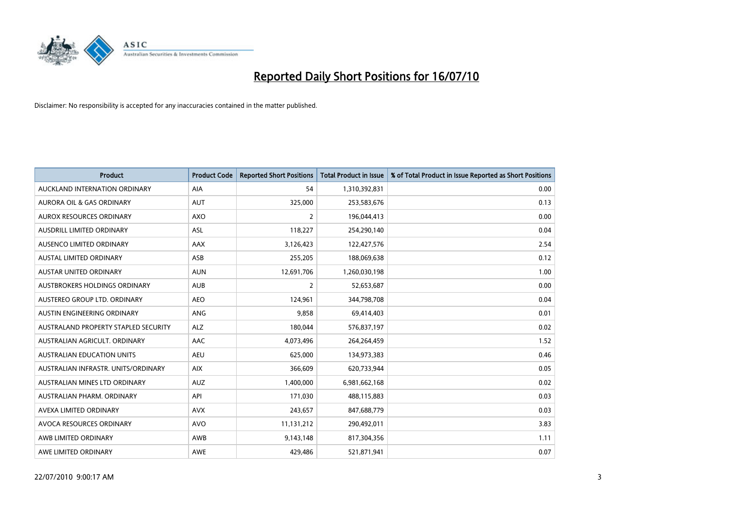# Reported Daily Short Positions for 16/07/10

Disclaimer: No responsibility is accepted for any inaccuracies contained in the matter published.

| Product | Product Code | Reported Short Positions | Total Product in Issue | % of Total Product in Issue Reported as Short Positions |
|---|---|---|---|---|
| AUCKLAND INTERNATION ORDINARY | AIA | 54 | 1,310,392,831 | 0.00 |
| AURORA OIL & GAS ORDINARY | AUT | 325,000 | 253,583,676 | 0.13 |
| AUROX RESOURCES ORDINARY | AXO | 2 | 196,044,413 | 0.00 |
| AUSDRILL LIMITED ORDINARY | ASL | 118,227 | 254,290,140 | 0.04 |
| AUSENCO LIMITED ORDINARY | AAX | 3,126,423 | 122,427,576 | 2.54 |
| AUSTAL LIMITED ORDINARY | ASB | 255,205 | 188,069,638 | 0.12 |
| AUSTAR UNITED ORDINARY | AUN | 12,691,706 | 1,260,030,198 | 1.00 |
| AUSTBROKERS HOLDINGS ORDINARY | AUB | 2 | 52,653,687 | 0.00 |
| AUSTEREO GROUP LTD. ORDINARY | AEO | 124,961 | 344,798,708 | 0.04 |
| AUSTIN ENGINEERING ORDINARY | ANG | 9,858 | 69,414,403 | 0.01 |
| AUSTRALAND PROPERTY STAPLED SECURITY | ALZ | 180,044 | 576,837,197 | 0.02 |
| AUSTRALIAN AGRICULT. ORDINARY | AAC | 4,073,496 | 264,264,459 | 1.52 |
| AUSTRALIAN EDUCATION UNITS | AEU | 625,000 | 134,973,383 | 0.46 |
| AUSTRALIAN INFRASTR. UNITS/ORDINARY | AIX | 366,609 | 620,733,944 | 0.05 |
| AUSTRALIAN MINES LTD ORDINARY | AUZ | 1,400,000 | 6,981,662,168 | 0.02 |
| AUSTRALIAN PHARM. ORDINARY | API | 171,030 | 488,115,883 | 0.03 |
| AVEXA LIMITED ORDINARY | AVX | 243,657 | 847,688,779 | 0.03 |
| AVOCA RESOURCES ORDINARY | AVO | 11,131,212 | 290,492,011 | 3.83 |
| AWB LIMITED ORDINARY | AWB | 9,143,148 | 817,304,356 | 1.11 |
| AWE LIMITED ORDINARY | AWE | 429,486 | 521,871,941 | 0.07 |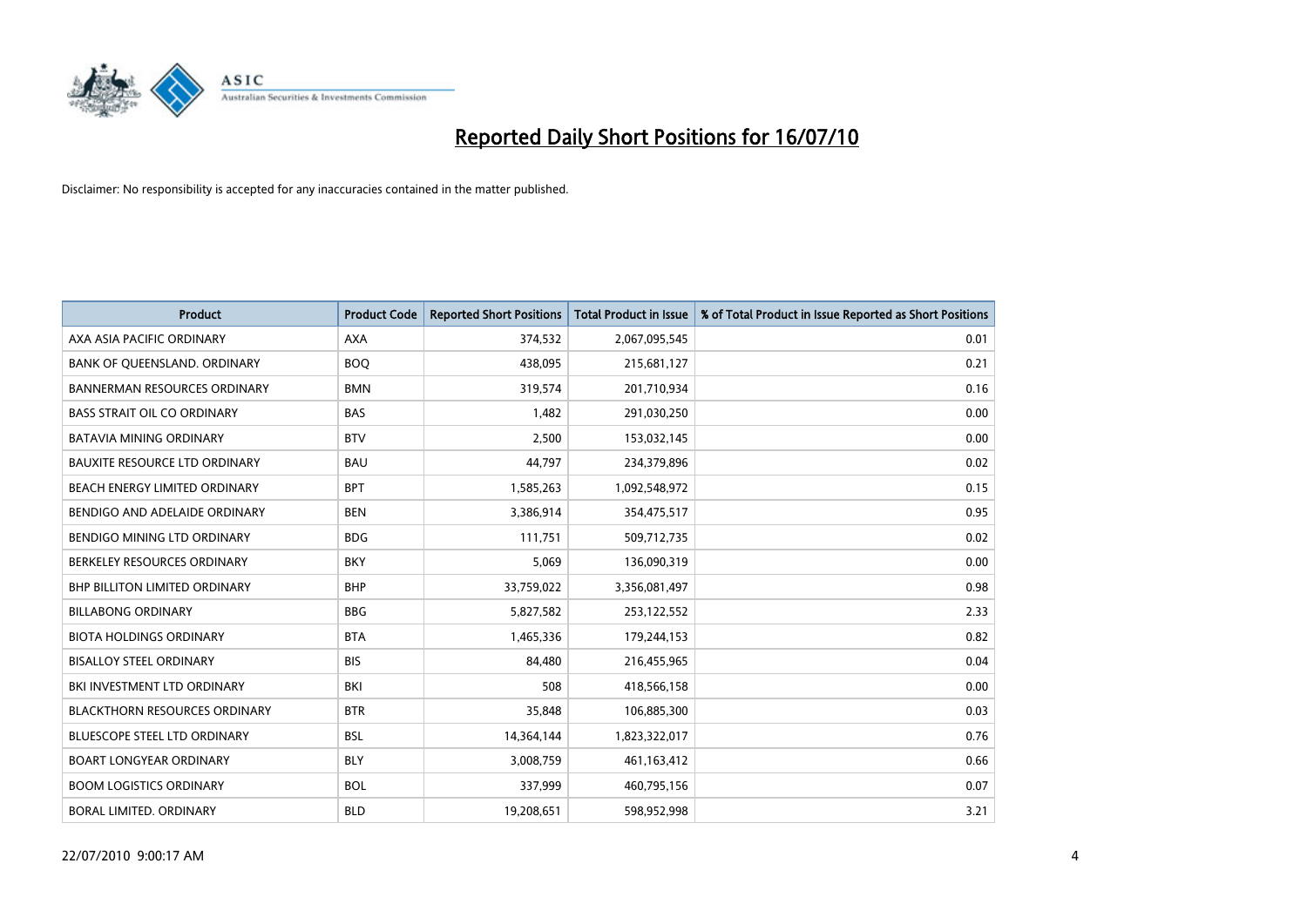# Reported Daily Short Positions for 16/07/10

Disclaimer: No responsibility is accepted for any inaccuracies contained in the matter published.

| Product | Product Code | Reported Short Positions | Total Product in Issue | % of Total Product in Issue Reported as Short Positions |
|---|---|---|---|---|
| AXA ASIA PACIFIC ORDINARY | AXA | 374,532 | 2,067,095,545 | 0.01 |
| BANK OF QUEENSLAND. ORDINARY | BOQ | 438,095 | 215,681,127 | 0.21 |
| BANNERMAN RESOURCES ORDINARY | BMN | 319,574 | 201,710,934 | 0.16 |
| BASS STRAIT OIL CO ORDINARY | BAS | 1,482 | 291,030,250 | 0.00 |
| BATAVIA MINING ORDINARY | BTV | 2,500 | 153,032,145 | 0.00 |
| BAUXITE RESOURCE LTD ORDINARY | BAU | 44,797 | 234,379,896 | 0.02 |
| BEACH ENERGY LIMITED ORDINARY | BPT | 1,585,263 | 1,092,548,972 | 0.15 |
| BENDIGO AND ADELAIDE ORDINARY | BEN | 3,386,914 | 354,475,517 | 0.95 |
| BENDIGO MINING LTD ORDINARY | BDG | 111,751 | 509,712,735 | 0.02 |
| BERKELEY RESOURCES ORDINARY | BKY | 5,069 | 136,090,319 | 0.00 |
| BHP BILLITON LIMITED ORDINARY | BHP | 33,759,022 | 3,356,081,497 | 0.98 |
| BILLABONG ORDINARY | BBG | 5,827,582 | 253,122,552 | 2.33 |
| BIOTA HOLDINGS ORDINARY | BTA | 1,465,336 | 179,244,153 | 0.82 |
| BISALLOY STEEL ORDINARY | BIS | 84,480 | 216,455,965 | 0.04 |
| BKI INVESTMENT LTD ORDINARY | BKI | 508 | 418,566,158 | 0.00 |
| BLACKTHORN RESOURCES ORDINARY | BTR | 35,848 | 106,885,300 | 0.03 |
| BLUESCOPE STEEL LTD ORDINARY | BSL | 14,364,144 | 1,823,322,017 | 0.76 |
| BOART LONGYEAR ORDINARY | BLY | 3,008,759 | 461,163,412 | 0.66 |
| BOOM LOGISTICS ORDINARY | BOL | 337,999 | 460,795,156 | 0.07 |
| BORAL LIMITED. ORDINARY | BLD | 19,208,651 | 598,952,998 | 3.21 |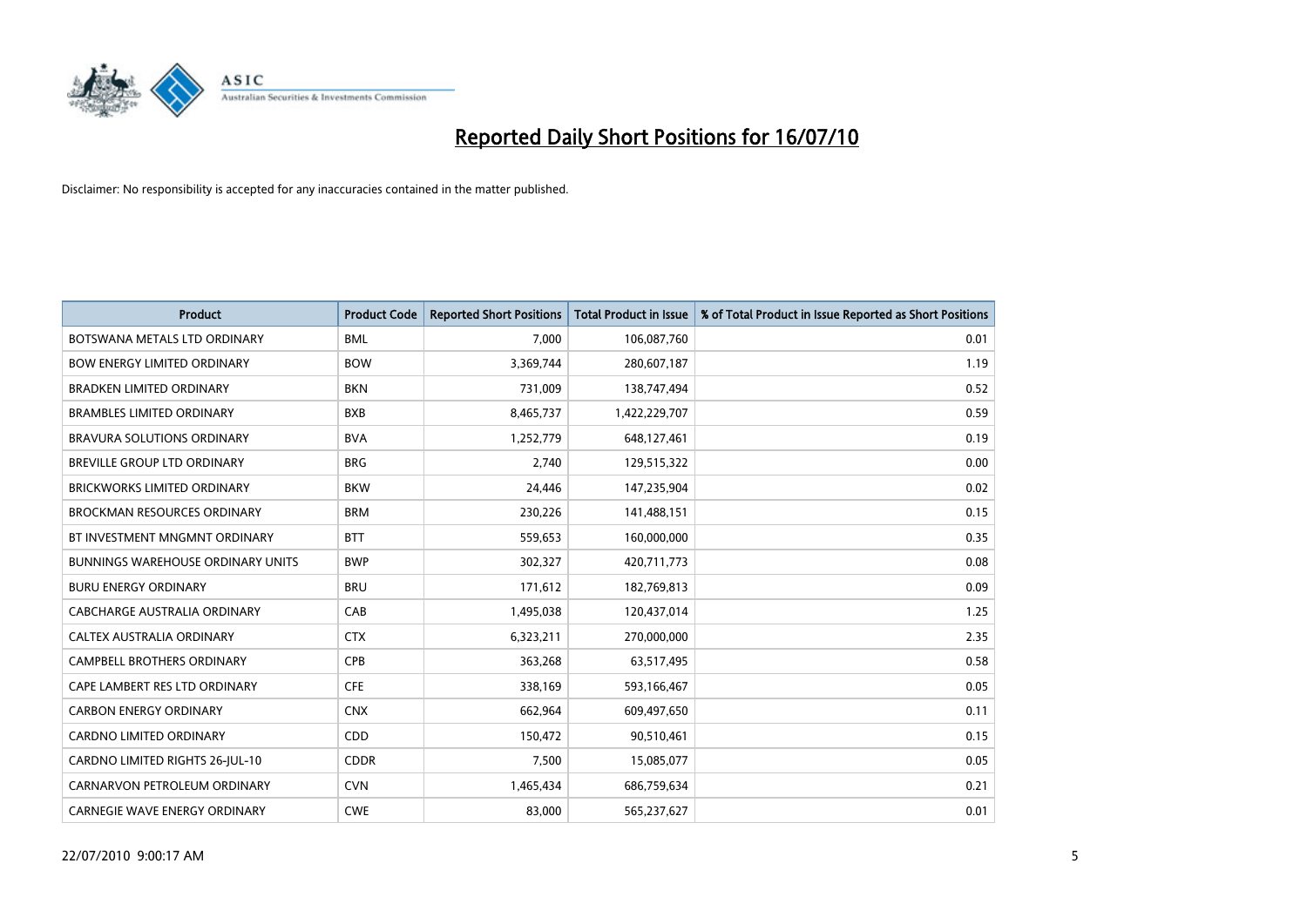# Reported Daily Short Positions for 16/07/10

Disclaimer: No responsibility is accepted for any inaccuracies contained in the matter published.

| Product | Product Code | Reported Short Positions | Total Product in Issue | % of Total Product in Issue Reported as Short Positions |
|---|---|---|---|---|
| BOTSWANA METALS LTD ORDINARY | BML | 7,000 | 106,087,760 | 0.01 |
| BOW ENERGY LIMITED ORDINARY | BOW | 3,369,744 | 280,607,187 | 1.19 |
| BRADKEN LIMITED ORDINARY | BKN | 731,009 | 138,747,494 | 0.52 |
| BRAMBLES LIMITED ORDINARY | BXB | 8,465,737 | 1,422,229,707 | 0.59 |
| BRAVURA SOLUTIONS ORDINARY | BVA | 1,252,779 | 648,127,461 | 0.19 |
| BREVILLE GROUP LTD ORDINARY | BRG | 2,740 | 129,515,322 | 0.00 |
| BRICKWORKS LIMITED ORDINARY | BKW | 24,446 | 147,235,904 | 0.02 |
| BROCKMAN RESOURCES ORDINARY | BRM | 230,226 | 141,488,151 | 0.15 |
| BT INVESTMENT MNGMNT ORDINARY | BTT | 559,653 | 160,000,000 | 0.35 |
| BUNNINGS WAREHOUSE ORDINARY UNITS | BWP | 302,327 | 420,711,773 | 0.08 |
| BURU ENERGY ORDINARY | BRU | 171,612 | 182,769,813 | 0.09 |
| CABCHARGE AUSTRALIA ORDINARY | CAB | 1,495,038 | 120,437,014 | 1.25 |
| CALTEX AUSTRALIA ORDINARY | CTX | 6,323,211 | 270,000,000 | 2.35 |
| CAMPBELL BROTHERS ORDINARY | CPB | 363,268 | 63,517,495 | 0.58 |
| CAPE LAMBERT RES LTD ORDINARY | CFE | 338,169 | 593,166,467 | 0.05 |
| CARBON ENERGY ORDINARY | CNX | 662,964 | 609,497,650 | 0.11 |
| CARDNO LIMITED ORDINARY | CDD | 150,472 | 90,510,461 | 0.15 |
| CARDNO LIMITED RIGHTS 26-JUL-10 | CDDR | 7,500 | 15,085,077 | 0.05 |
| CARNARVON PETROLEUM ORDINARY | CVN | 1,465,434 | 686,759,634 | 0.21 |
| CARNEGIE WAVE ENERGY ORDINARY | CWE | 83,000 | 565,237,627 | 0.01 |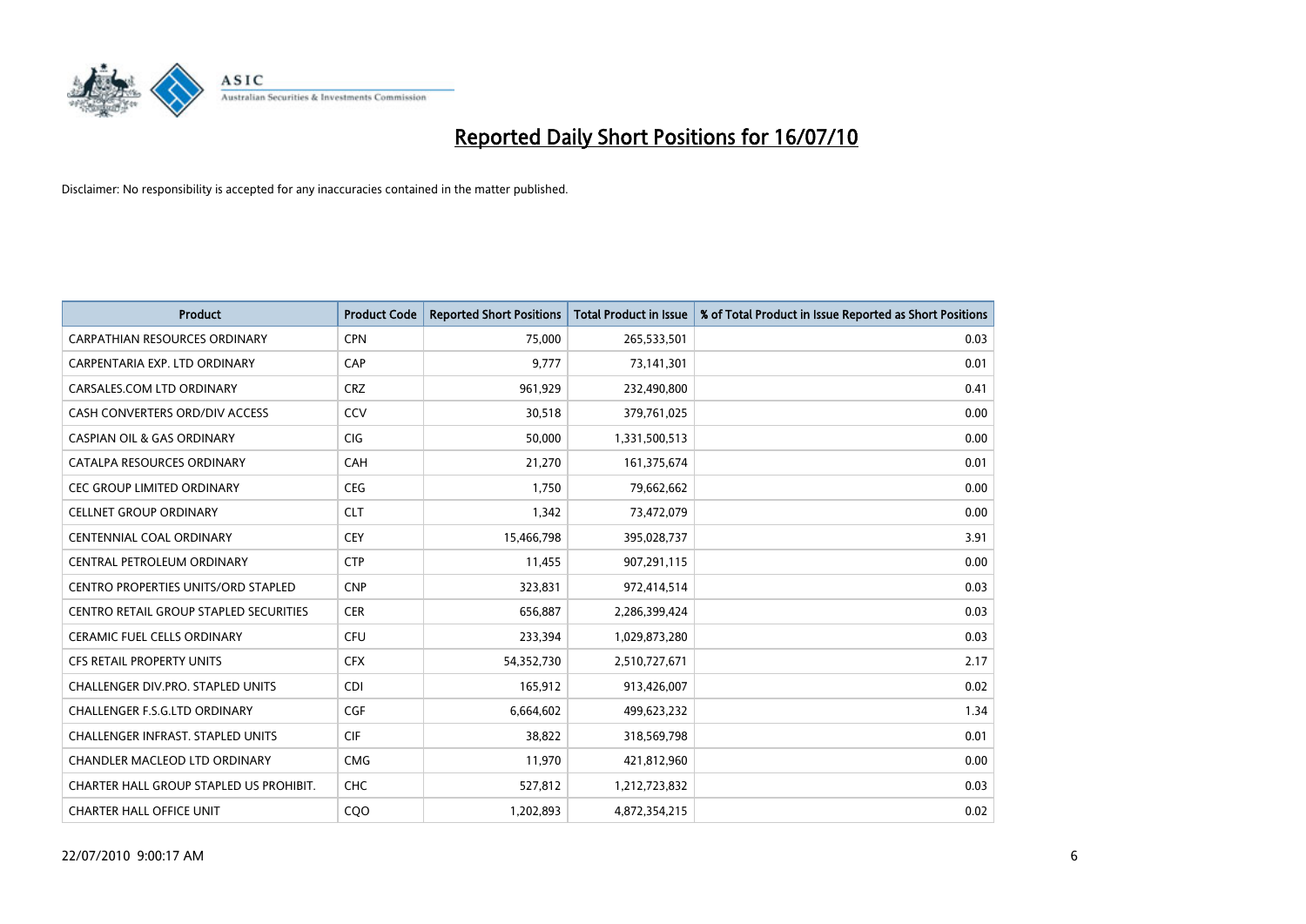# Reported Daily Short Positions for 16/07/10

Disclaimer: No responsibility is accepted for any inaccuracies contained in the matter published.

| Product | Product Code | Reported Short Positions | Total Product in Issue | % of Total Product in Issue Reported as Short Positions |
| --- | --- | --- | --- | --- |
| CARPATHIAN RESOURCES ORDINARY | CPN | 75,000 | 265,533,501 | 0.03 |
| CARPENTARIA EXP. LTD ORDINARY | CAP | 9,777 | 73,141,301 | 0.01 |
| CARSALES.COM LTD ORDINARY | CRZ | 961,929 | 232,490,800 | 0.41 |
| CASH CONVERTERS ORD/DIV ACCESS | CCV | 30,518 | 379,761,025 | 0.00 |
| CASPIAN OIL & GAS ORDINARY | CIG | 50,000 | 1,331,500,513 | 0.00 |
| CATALPA RESOURCES ORDINARY | CAH | 21,270 | 161,375,674 | 0.01 |
| CEC GROUP LIMITED ORDINARY | CEG | 1,750 | 79,662,662 | 0.00 |
| CELLNET GROUP ORDINARY | CLT | 1,342 | 73,472,079 | 0.00 |
| CENTENNIAL COAL ORDINARY | CEY | 15,466,798 | 395,028,737 | 3.91 |
| CENTRAL PETROLEUM ORDINARY | CTP | 11,455 | 907,291,115 | 0.00 |
| CENTRO PROPERTIES UNITS/ORD STAPLED | CNP | 323,831 | 972,414,514 | 0.03 |
| CENTRO RETAIL GROUP STAPLED SECURITIES | CER | 656,887 | 2,286,399,424 | 0.03 |
| CERAMIC FUEL CELLS ORDINARY | CFU | 233,394 | 1,029,873,280 | 0.03 |
| CFS RETAIL PROPERTY UNITS | CFX | 54,352,730 | 2,510,727,671 | 2.17 |
| CHALLENGER DIV.PRO. STAPLED UNITS | CDI | 165,912 | 913,426,007 | 0.02 |
| CHALLENGER F.S.G.LTD ORDINARY | CGF | 6,664,602 | 499,623,232 | 1.34 |
| CHALLENGER INFRAST. STAPLED UNITS | CIF | 38,822 | 318,569,798 | 0.01 |
| CHANDLER MACLEOD LTD ORDINARY | CMG | 11,970 | 421,812,960 | 0.00 |
| CHARTER HALL GROUP STAPLED US PROHIBIT. | CHC | 527,812 | 1,212,723,832 | 0.03 |
| CHARTER HALL OFFICE UNIT | CQO | 1,202,893 | 4,872,354,215 | 0.02 |

22/07/2010 9:00:17 AM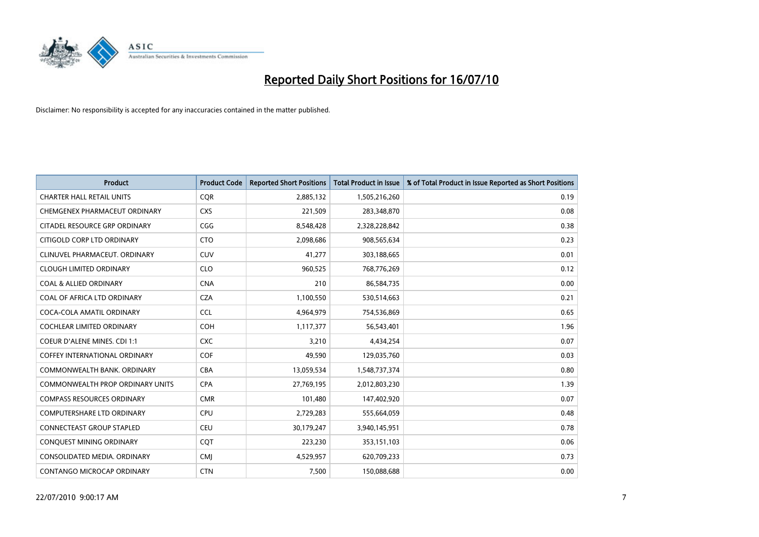# Reported Daily Short Positions for 16/07/10

Disclaimer: No responsibility is accepted for any inaccuracies contained in the matter published.

| Product | Product Code | Reported Short Positions | Total Product in Issue | % of Total Product in Issue Reported as Short Positions |
| --- | --- | --- | --- | --- |
| CHARTER HALL RETAIL UNITS | CQR | 2,885,132 | 1,505,216,260 | 0.19 |
| CHEMGENEX PHARMACEUT ORDINARY | CXS | 221,509 | 283,348,870 | 0.08 |
| CITADEL RESOURCE GRP ORDINARY | CGG | 8,548,428 | 2,328,228,842 | 0.38 |
| CITIGOLD CORP LTD ORDINARY | CTO | 2,098,686 | 908,565,634 | 0.23 |
| CLINUVEL PHARMACEUT. ORDINARY | CUV | 41,277 | 303,188,665 | 0.01 |
| CLOUGH LIMITED ORDINARY | CLO | 960,525 | 768,776,269 | 0.12 |
| COAL & ALLIED ORDINARY | CNA | 210 | 86,584,735 | 0.00 |
| COAL OF AFRICA LTD ORDINARY | CZA | 1,100,550 | 530,514,663 | 0.21 |
| COCA-COLA AMATIL ORDINARY | CCL | 4,964,979 | 754,536,869 | 0.65 |
| COCHLEAR LIMITED ORDINARY | COH | 1,117,377 | 56,543,401 | 1.96 |
| COEUR D'ALENE MINES. CDI 1:1 | CXC | 3,210 | 4,434,254 | 0.07 |
| COFFEY INTERNATIONAL ORDINARY | COF | 49,590 | 129,035,760 | 0.03 |
| COMMONWEALTH BANK. ORDINARY | CBA | 13,059,534 | 1,548,737,374 | 0.80 |
| COMMONWEALTH PROP ORDINARY UNITS | CPA | 27,769,195 | 2,012,803,230 | 1.39 |
| COMPASS RESOURCES ORDINARY | CMR | 101,480 | 147,402,920 | 0.07 |
| COMPUTERSHARE LTD ORDINARY | CPU | 2,729,283 | 555,664,059 | 0.48 |
| CONNECTEAST GROUP STAPLED | CEU | 30,179,247 | 3,940,145,951 | 0.78 |
| CONQUEST MINING ORDINARY | CQT | 223,230 | 353,151,103 | 0.06 |
| CONSOLIDATED MEDIA. ORDINARY | CMJ | 4,529,957 | 620,709,233 | 0.73 |
| CONTANGO MICROCAP ORDINARY | CTN | 7,500 | 150,088,688 | 0.00 |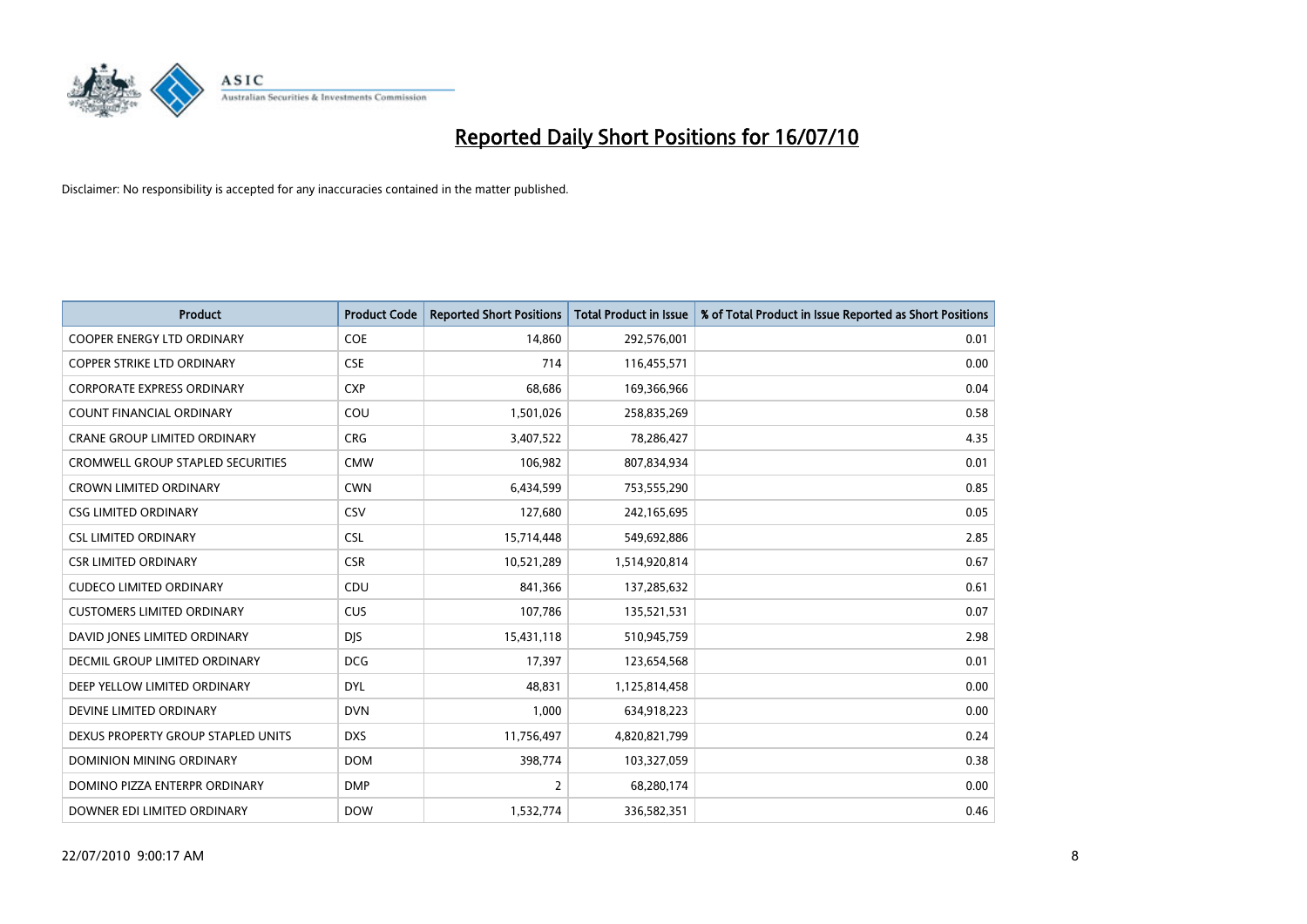# Reported Daily Short Positions for 16/07/10

Disclaimer: No responsibility is accepted for any inaccuracies contained in the matter published.

| Product | Product Code | Reported Short Positions | Total Product in Issue | % of Total Product in Issue Reported as Short Positions |
|---|---|---|---|---|
| COOPER ENERGY LTD ORDINARY | COE | 14,860 | 292,576,001 | 0.01 |
| COPPER STRIKE LTD ORDINARY | CSE | 714 | 116,455,571 | 0.00 |
| CORPORATE EXPRESS ORDINARY | CXP | 68,686 | 169,366,966 | 0.04 |
| COUNT FINANCIAL ORDINARY | COU | 1,501,026 | 258,835,269 | 0.58 |
| CRANE GROUP LIMITED ORDINARY | CRG | 3,407,522 | 78,286,427 | 4.35 |
| CROMWELL GROUP STAPLED SECURITIES | CMW | 106,982 | 807,834,934 | 0.01 |
| CROWN LIMITED ORDINARY | CWN | 6,434,599 | 753,555,290 | 0.85 |
| CSG LIMITED ORDINARY | CSV | 127,680 | 242,165,695 | 0.05 |
| CSL LIMITED ORDINARY | CSL | 15,714,448 | 549,692,886 | 2.85 |
| CSR LIMITED ORDINARY | CSR | 10,521,289 | 1,514,920,814 | 0.67 |
| CUDECO LIMITED ORDINARY | CDU | 841,366 | 137,285,632 | 0.61 |
| CUSTOMERS LIMITED ORDINARY | CUS | 107,786 | 135,521,531 | 0.07 |
| DAVID JONES LIMITED ORDINARY | DJS | 15,431,118 | 510,945,759 | 2.98 |
| DECMIL GROUP LIMITED ORDINARY | DCG | 17,397 | 123,654,568 | 0.01 |
| DEEP YELLOW LIMITED ORDINARY | DYL | 48,831 | 1,125,814,458 | 0.00 |
| DEVINE LIMITED ORDINARY | DVN | 1,000 | 634,918,223 | 0.00 |
| DEXUS PROPERTY GROUP STAPLED UNITS | DXS | 11,756,497 | 4,820,821,799 | 0.24 |
| DOMINION MINING ORDINARY | DOM | 398,774 | 103,327,059 | 0.38 |
| DOMINO PIZZA ENTERPR ORDINARY | DMP | 2 | 68,280,174 | 0.00 |
| DOWNER EDI LIMITED ORDINARY | DOW | 1,532,774 | 336,582,351 | 0.46 |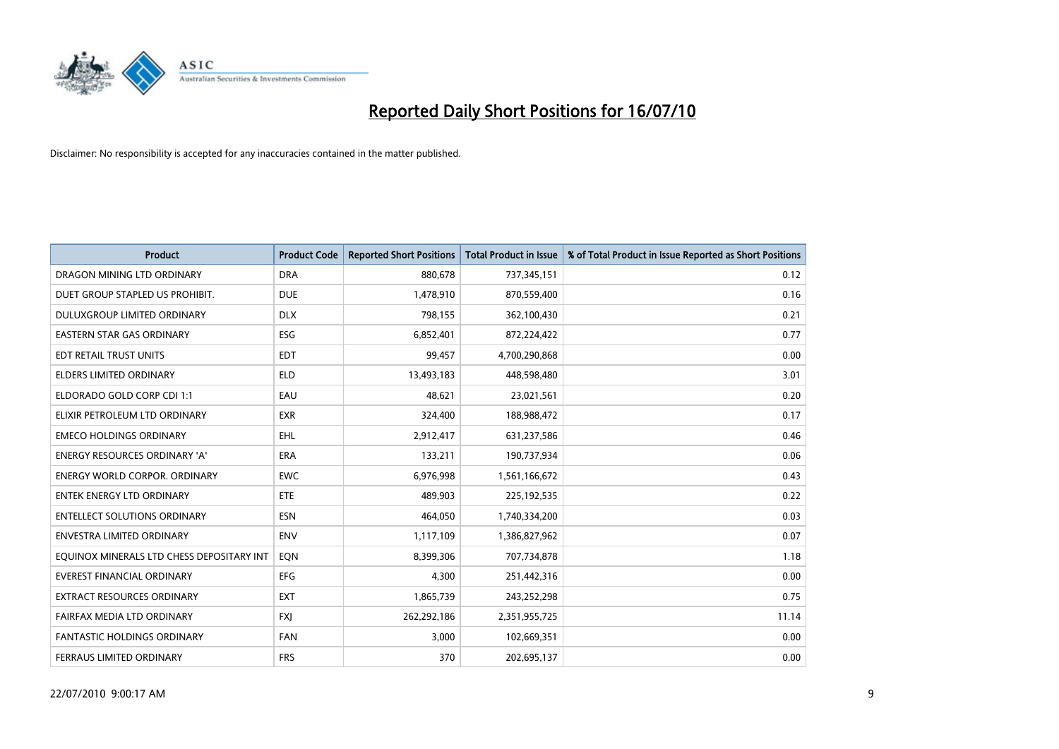# Reported Daily Short Positions for 16/07/10

Disclaimer: No responsibility is accepted for any inaccuracies contained in the matter published.

| Product | Product Code | Reported Short Positions | Total Product in Issue | % of Total Product in Issue Reported as Short Positions |
|---|---|---|---|---|
| DRAGON MINING LTD ORDINARY | DRA | 880,678 | 737,345,151 | 0.12 |
| DUET GROUP STAPLED US PROHIBIT. | DUE | 1,478,910 | 870,559,400 | 0.16 |
| DULUXGROUP LIMITED ORDINARY | DLX | 798,155 | 362,100,430 | 0.21 |
| EASTERN STAR GAS ORDINARY | ESG | 6,852,401 | 872,224,422 | 0.77 |
| EDT RETAIL TRUST UNITS | EDT | 99,457 | 4,700,290,868 | 0.00 |
| ELDERS LIMITED ORDINARY | ELD | 13,493,183 | 448,598,480 | 3.01 |
| ELDORADO GOLD CORP CDI 1:1 | EAU | 48,621 | 23,021,561 | 0.20 |
| ELIXIR PETROLEUM LTD ORDINARY | EXR | 324,400 | 188,988,472 | 0.17 |
| EMECO HOLDINGS ORDINARY | EHL | 2,912,417 | 631,237,586 | 0.46 |
| ENERGY RESOURCES ORDINARY 'A' | ERA | 133,211 | 190,737,934 | 0.06 |
| ENERGY WORLD CORPOR. ORDINARY | EWC | 6,976,998 | 1,561,166,672 | 0.43 |
| ENTEK ENERGY LTD ORDINARY | ETE | 489,903 | 225,192,535 | 0.22 |
| ENTELLECT SOLUTIONS ORDINARY | ESN | 464,050 | 1,740,334,200 | 0.03 |
| ENVESTRA LIMITED ORDINARY | ENV | 1,117,109 | 1,386,827,962 | 0.07 |
| EQUINOX MINERALS LTD CHESS DEPOSITARY INT | EQN | 8,399,306 | 707,734,878 | 1.18 |
| EVEREST FINANCIAL ORDINARY | EFG | 4,300 | 251,442,316 | 0.00 |
| EXTRACT RESOURCES ORDINARY | EXT | 1,865,739 | 243,252,298 | 0.75 |
| FAIRFAX MEDIA LTD ORDINARY | FXJ | 262,292,186 | 2,351,955,725 | 11.14 |
| FANTASTIC HOLDINGS ORDINARY | FAN | 3,000 | 102,669,351 | 0.00 |
| FERRAUS LIMITED ORDINARY | FRS | 370 | 202,695,137 | 0.00 |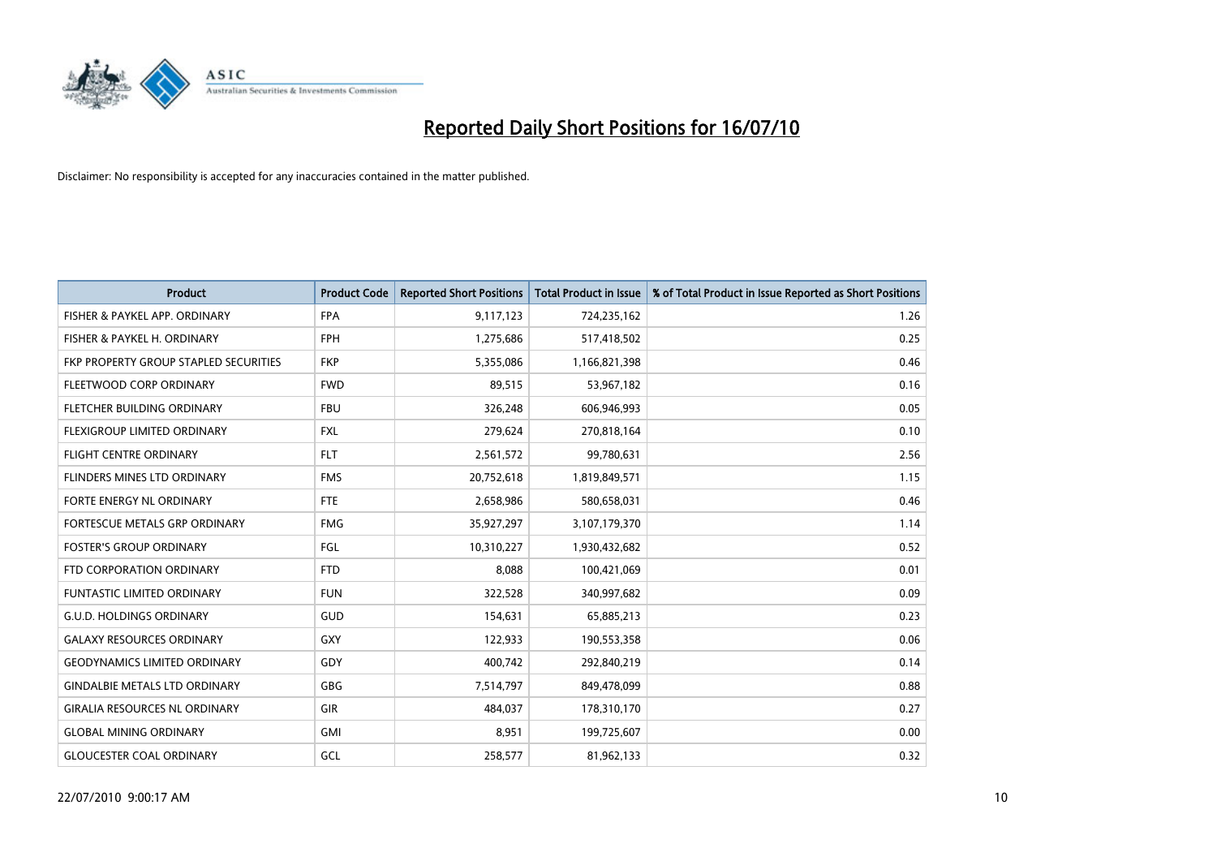# Reported Daily Short Positions for 16/07/10

Disclaimer: No responsibility is accepted for any inaccuracies contained in the matter published.

| Product | Product Code | Reported Short Positions | Total Product in Issue | % of Total Product in Issue Reported as Short Positions |
|---|---|---|---|---|
| FISHER & PAYKEL APP. ORDINARY | FPA | 9,117,123 | 724,235,162 | 1.26 |
| FISHER & PAYKEL H. ORDINARY | FPH | 1,275,686 | 517,418,502 | 0.25 |
| FKP PROPERTY GROUP STAPLED SECURITIES | FKP | 5,355,086 | 1,166,821,398 | 0.46 |
| FLEETWOOD CORP ORDINARY | FWD | 89,515 | 53,967,182 | 0.16 |
| FLETCHER BUILDING ORDINARY | FBU | 326,248 | 606,946,993 | 0.05 |
| FLEXIGROUP LIMITED ORDINARY | FXL | 279,624 | 270,818,164 | 0.10 |
| FLIGHT CENTRE ORDINARY | FLT | 2,561,572 | 99,780,631 | 2.56 |
| FLINDERS MINES LTD ORDINARY | FMS | 20,752,618 | 1,819,849,571 | 1.15 |
| FORTE ENERGY NL ORDINARY | FTE | 2,658,986 | 580,658,031 | 0.46 |
| FORTESCUE METALS GRP ORDINARY | FMG | 35,927,297 | 3,107,179,370 | 1.14 |
| FOSTER'S GROUP ORDINARY | FGL | 10,310,227 | 1,930,432,682 | 0.52 |
| FTD CORPORATION ORDINARY | FTD | 8,088 | 100,421,069 | 0.01 |
| FUNTASTIC LIMITED ORDINARY | FUN | 322,528 | 340,997,682 | 0.09 |
| G.U.D. HOLDINGS ORDINARY | GUD | 154,631 | 65,885,213 | 0.23 |
| GALAXY RESOURCES ORDINARY | GXY | 122,933 | 190,553,358 | 0.06 |
| GEODYNAMICS LIMITED ORDINARY | GDY | 400,742 | 292,840,219 | 0.14 |
| GINDALBIE METALS LTD ORDINARY | GBG | 7,514,797 | 849,478,099 | 0.88 |
| GIRALIA RESOURCES NL ORDINARY | GIR | 484,037 | 178,310,170 | 0.27 |
| GLOBAL MINING ORDINARY | GMI | 8,951 | 199,725,607 | 0.00 |
| GLOUCESTER COAL ORDINARY | GCL | 258,577 | 81,962,133 | 0.32 |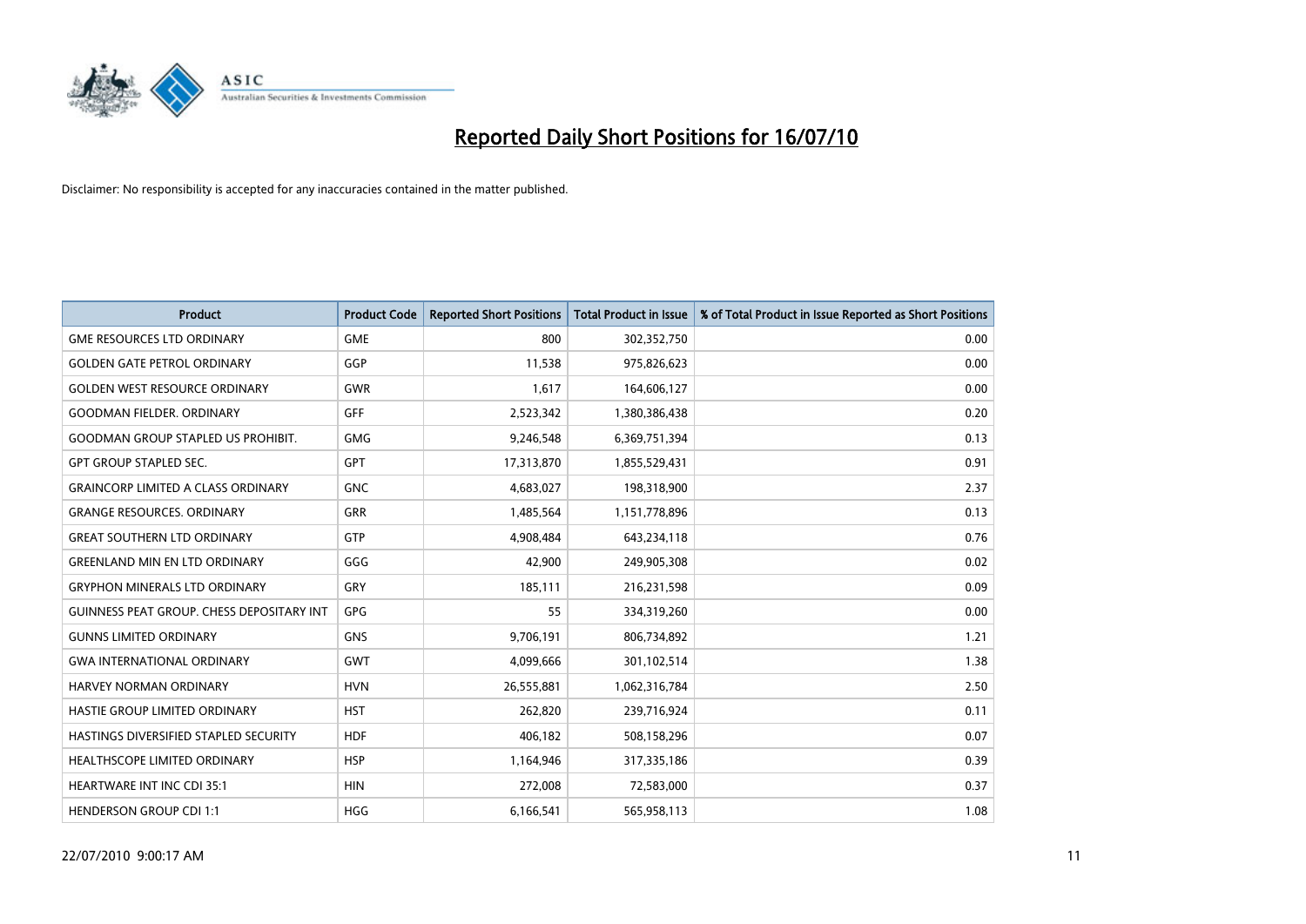# Reported Daily Short Positions for 16/07/10

Disclaimer: No responsibility is accepted for any inaccuracies contained in the matter published.

| Product | Product Code | Reported Short Positions | Total Product in Issue | % of Total Product in Issue Reported as Short Positions |
|---|---|---|---|---|
| GME RESOURCES LTD ORDINARY | GME | 800 | 302,352,750 | 0.00 |
| GOLDEN GATE PETROL ORDINARY | GGP | 11,538 | 975,826,623 | 0.00 |
| GOLDEN WEST RESOURCE ORDINARY | GWR | 1,617 | 164,606,127 | 0.00 |
| GOODMAN FIELDER. ORDINARY | GFF | 2,523,342 | 1,380,386,438 | 0.20 |
| GOODMAN GROUP STAPLED US PROHIBIT. | GMG | 9,246,548 | 6,369,751,394 | 0.13 |
| GPT GROUP STAPLED SEC. | GPT | 17,313,870 | 1,855,529,431 | 0.91 |
| GRAINCORP LIMITED A CLASS ORDINARY | GNC | 4,683,027 | 198,318,900 | 2.37 |
| GRANGE RESOURCES. ORDINARY | GRR | 1,485,564 | 1,151,778,896 | 0.13 |
| GREAT SOUTHERN LTD ORDINARY | GTP | 4,908,484 | 643,234,118 | 0.76 |
| GREENLAND MIN EN LTD ORDINARY | GGG | 42,900 | 249,905,308 | 0.02 |
| GRYPHON MINERALS LTD ORDINARY | GRY | 185,111 | 216,231,598 | 0.09 |
| GUINNESS PEAT GROUP. CHESS DEPOSITARY INT | GPG | 55 | 334,319,260 | 0.00 |
| GUNNS LIMITED ORDINARY | GNS | 9,706,191 | 806,734,892 | 1.21 |
| GWA INTERNATIONAL ORDINARY | GWT | 4,099,666 | 301,102,514 | 1.38 |
| HARVEY NORMAN ORDINARY | HVN | 26,555,881 | 1,062,316,784 | 2.50 |
| HASTIE GROUP LIMITED ORDINARY | HST | 262,820 | 239,716,924 | 0.11 |
| HASTINGS DIVERSIFIED STAPLED SECURITY | HDF | 406,182 | 508,158,296 | 0.07 |
| HEALTHSCOPE LIMITED ORDINARY | HSP | 1,164,946 | 317,335,186 | 0.39 |
| HEARTWARE INT INC CDI 35:1 | HIN | 272,008 | 72,583,000 | 0.37 |
| HENDERSON GROUP CDI 1:1 | HGG | 6,166,541 | 565,958,113 | 1.08 |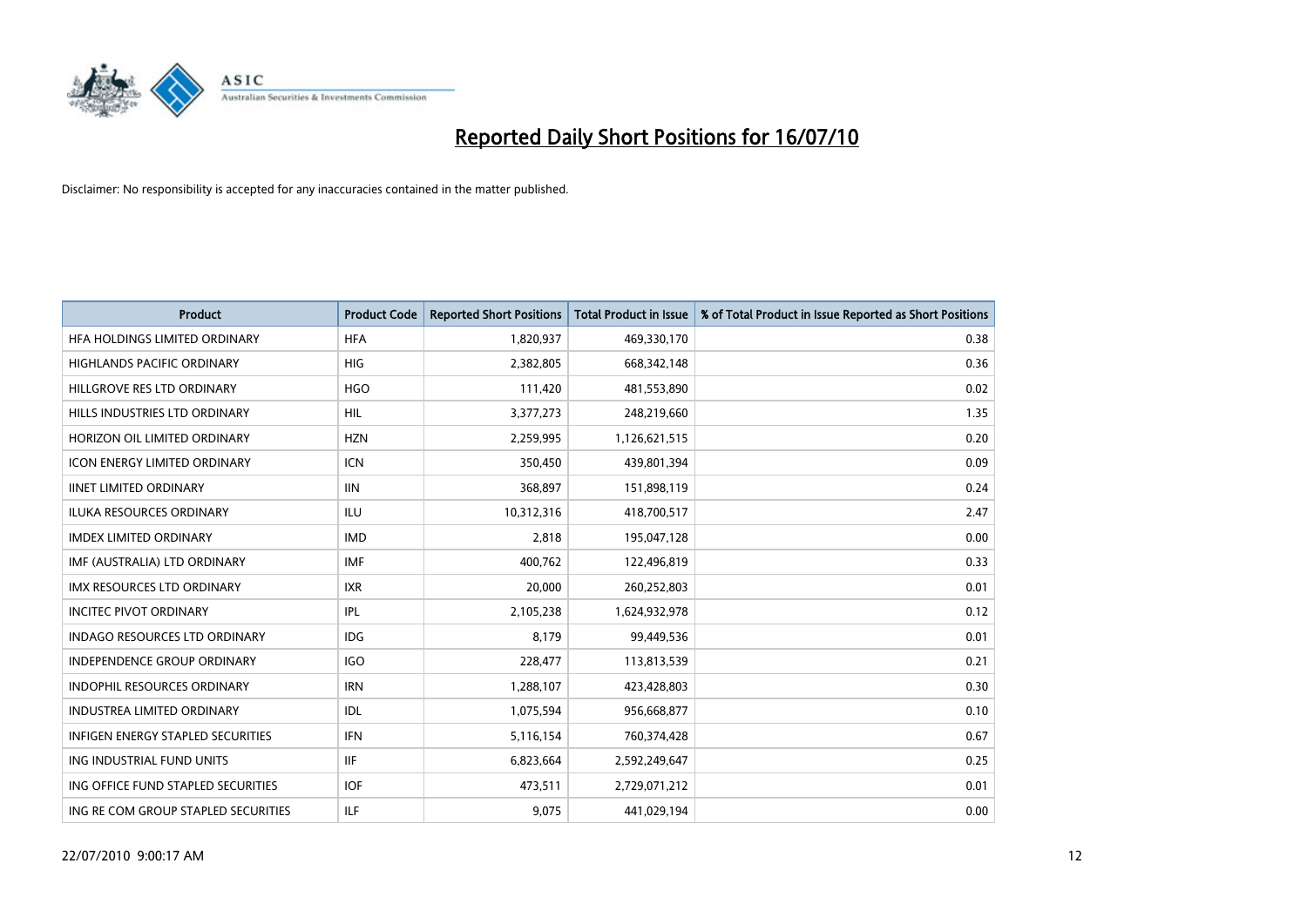# Reported Daily Short Positions for 16/07/10

Disclaimer: No responsibility is accepted for any inaccuracies contained in the matter published.

| Product | Product Code | Reported Short Positions | Total Product in Issue | % of Total Product in Issue Reported as Short Positions |
| --- | --- | --- | --- | --- |
| HFA HOLDINGS LIMITED ORDINARY | HFA | 1,820,937 | 469,330,170 | 0.38 |
| HIGHLANDS PACIFIC ORDINARY | HIG | 2,382,805 | 668,342,148 | 0.36 |
| HILLGROVE RES LTD ORDINARY | HGO | 111,420 | 481,553,890 | 0.02 |
| HILLS INDUSTRIES LTD ORDINARY | HIL | 3,377,273 | 248,219,660 | 1.35 |
| HORIZON OIL LIMITED ORDINARY | HZN | 2,259,995 | 1,126,621,515 | 0.20 |
| ICON ENERGY LIMITED ORDINARY | ICN | 350,450 | 439,801,394 | 0.09 |
| IINET LIMITED ORDINARY | IIN | 368,897 | 151,898,119 | 0.24 |
| ILUKA RESOURCES ORDINARY | ILU | 10,312,316 | 418,700,517 | 2.47 |
| IMDEX LIMITED ORDINARY | IMD | 2,818 | 195,047,128 | 0.00 |
| IMF (AUSTRALIA) LTD ORDINARY | IMF | 400,762 | 122,496,819 | 0.33 |
| IMX RESOURCES LTD ORDINARY | IXR | 20,000 | 260,252,803 | 0.01 |
| INCITEC PIVOT ORDINARY | IPL | 2,105,238 | 1,624,932,978 | 0.12 |
| INDAGO RESOURCES LTD ORDINARY | IDG | 8,179 | 99,449,536 | 0.01 |
| INDEPENDENCE GROUP ORDINARY | IGO | 228,477 | 113,813,539 | 0.21 |
| INDOPHIL RESOURCES ORDINARY | IRN | 1,288,107 | 423,428,803 | 0.30 |
| INDUSTREA LIMITED ORDINARY | IDL | 1,075,594 | 956,668,877 | 0.10 |
| INFIGEN ENERGY STAPLED SECURITIES | IFN | 5,116,154 | 760,374,428 | 0.67 |
| ING INDUSTRIAL FUND UNITS | IIF | 6,823,664 | 2,592,249,647 | 0.25 |
| ING OFFICE FUND STAPLED SECURITIES | IOF | 473,511 | 2,729,071,212 | 0.01 |
| ING RE COM GROUP STAPLED SECURITIES | ILF | 9,075 | 441,029,194 | 0.00 |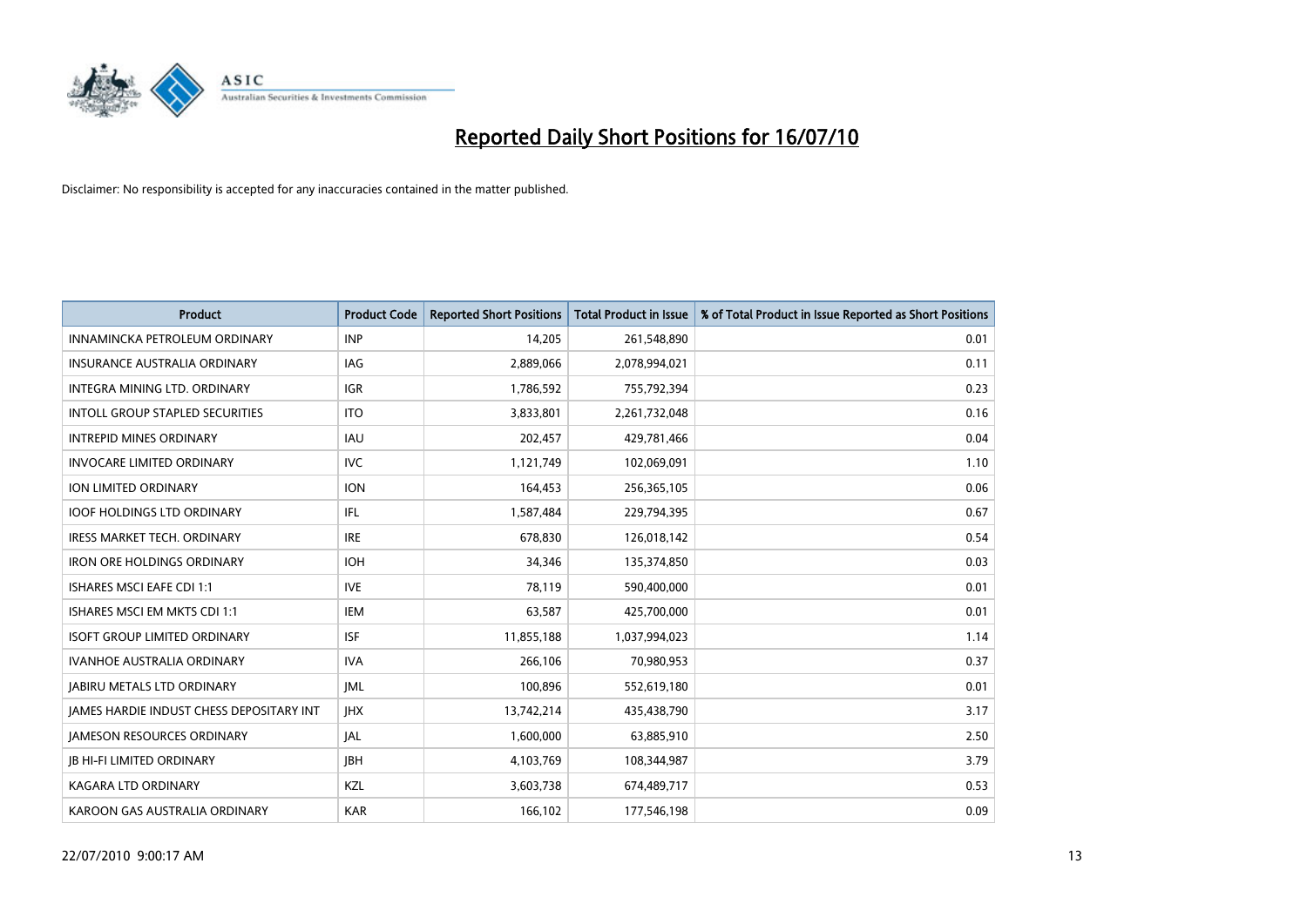# Reported Daily Short Positions for 16/07/10

Disclaimer: No responsibility is accepted for any inaccuracies contained in the matter published.

| Product | Product Code | Reported Short Positions | Total Product in Issue | % of Total Product in Issue Reported as Short Positions |
|---|---|---|---|---|
| INNAMINCKA PETROLEUM ORDINARY | INP | 14,205 | 261,548,890 | 0.01 |
| INSURANCE AUSTRALIA ORDINARY | IAG | 2,889,066 | 2,078,994,021 | 0.11 |
| INTEGRA MINING LTD. ORDINARY | IGR | 1,786,592 | 755,792,394 | 0.23 |
| INTOLL GROUP STAPLED SECURITIES | ITO | 3,833,801 | 2,261,732,048 | 0.16 |
| INTREPID MINES ORDINARY | IAU | 202,457 | 429,781,466 | 0.04 |
| INVOCARE LIMITED ORDINARY | IVC | 1,121,749 | 102,069,091 | 1.10 |
| ION LIMITED ORDINARY | ION | 164,453 | 256,365,105 | 0.06 |
| IOOF HOLDINGS LTD ORDINARY | IFL | 1,587,484 | 229,794,395 | 0.67 |
| IRESS MARKET TECH. ORDINARY | IRE | 678,830 | 126,018,142 | 0.54 |
| IRON ORE HOLDINGS ORDINARY | IOH | 34,346 | 135,374,850 | 0.03 |
| ISHARES MSCI EAFE CDI 1:1 | IVE | 78,119 | 590,400,000 | 0.01 |
| ISHARES MSCI EM MKTS CDI 1:1 | IEM | 63,587 | 425,700,000 | 0.01 |
| ISOFT GROUP LIMITED ORDINARY | ISF | 11,855,188 | 1,037,994,023 | 1.14 |
| IVANHOE AUSTRALIA ORDINARY | IVA | 266,106 | 70,980,953 | 0.37 |
| JABIRU METALS LTD ORDINARY | JML | 100,896 | 552,619,180 | 0.01 |
| JAMES HARDIE INDUST CHESS DEPOSITARY INT | JHX | 13,742,214 | 435,438,790 | 3.17 |
| JAMESON RESOURCES ORDINARY | JAL | 1,600,000 | 63,885,910 | 2.50 |
| JB HI-FI LIMITED ORDINARY | JBH | 4,103,769 | 108,344,987 | 3.79 |
| KAGARA LTD ORDINARY | KZL | 3,603,738 | 674,489,717 | 0.53 |
| KAROON GAS AUSTRALIA ORDINARY | KAR | 166,102 | 177,546,198 | 0.09 |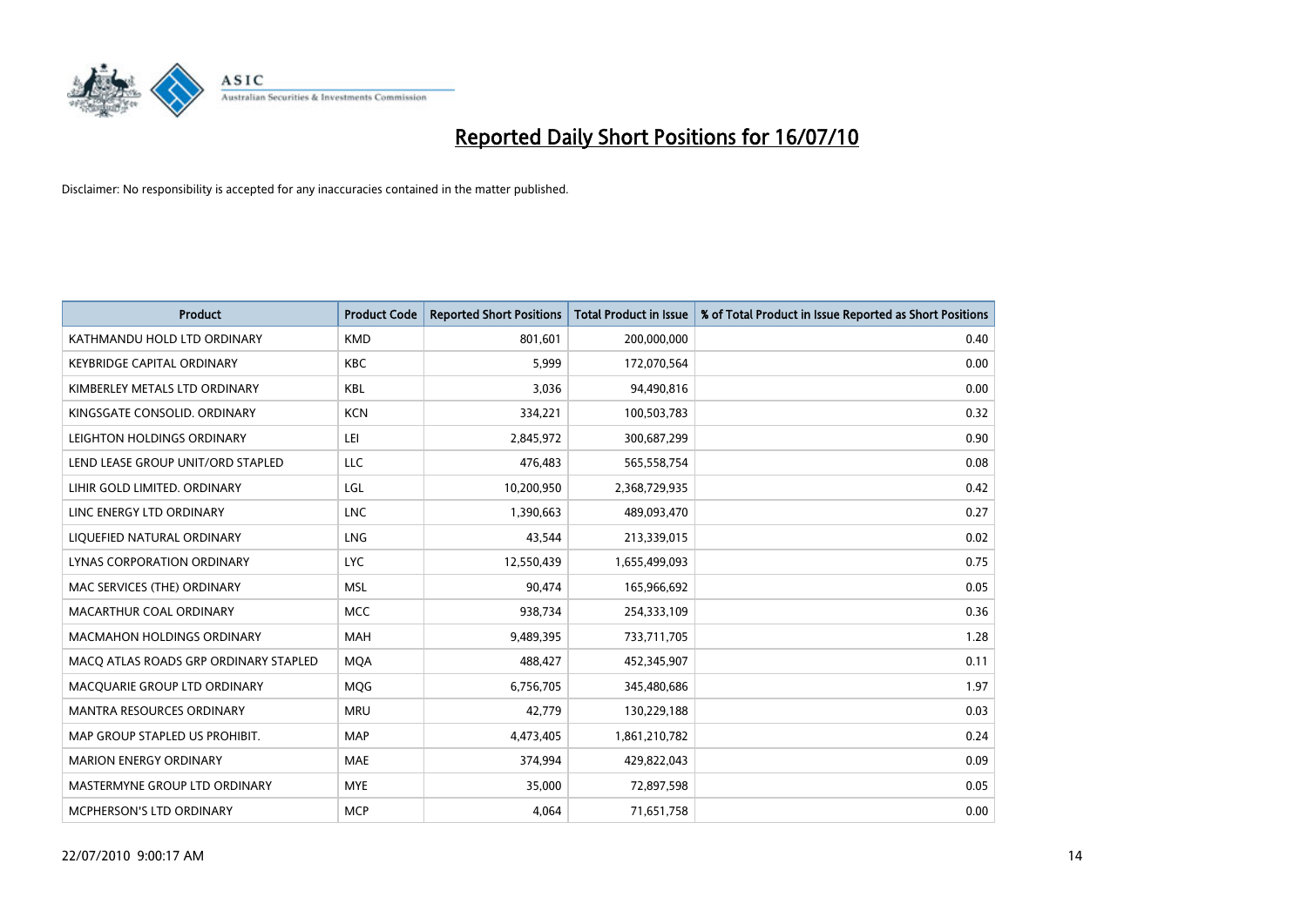# Reported Daily Short Positions for 16/07/10

Disclaimer: No responsibility is accepted for any inaccuracies contained in the matter published.

| Product | Product Code | Reported Short Positions | Total Product in Issue | % of Total Product in Issue Reported as Short Positions |
| --- | --- | --- | --- | --- |
| KATHMANDU HOLD LTD ORDINARY | KMD | 801,601 | 200,000,000 | 0.40 |
| KEYBRIDGE CAPITAL ORDINARY | KBC | 5,999 | 172,070,564 | 0.00 |
| KIMBERLEY METALS LTD ORDINARY | KBL | 3,036 | 94,490,816 | 0.00 |
| KINGSGATE CONSOLID. ORDINARY | KCN | 334,221 | 100,503,783 | 0.32 |
| LEIGHTON HOLDINGS ORDINARY | LEI | 2,845,972 | 300,687,299 | 0.90 |
| LEND LEASE GROUP UNIT/ORD STAPLED | LLC | 476,483 | 565,558,754 | 0.08 |
| LIHIR GOLD LIMITED. ORDINARY | LGL | 10,200,950 | 2,368,729,935 | 0.42 |
| LINC ENERGY LTD ORDINARY | LNC | 1,390,663 | 489,093,470 | 0.27 |
| LIQUEFIED NATURAL ORDINARY | LNG | 43,544 | 213,339,015 | 0.02 |
| LYNAS CORPORATION ORDINARY | LYC | 12,550,439 | 1,655,499,093 | 0.75 |
| MAC SERVICES (THE) ORDINARY | MSL | 90,474 | 165,966,692 | 0.05 |
| MACARTHUR COAL ORDINARY | MCC | 938,734 | 254,333,109 | 0.36 |
| MACMAHON HOLDINGS ORDINARY | MAH | 9,489,395 | 733,711,705 | 1.28 |
| MACQ ATLAS ROADS GRP ORDINARY STAPLED | MQA | 488,427 | 452,345,907 | 0.11 |
| MACQUARIE GROUP LTD ORDINARY | MQG | 6,756,705 | 345,480,686 | 1.97 |
| MANTRA RESOURCES ORDINARY | MRU | 42,779 | 130,229,188 | 0.03 |
| MAP GROUP STAPLED US PROHIBIT. | MAP | 4,473,405 | 1,861,210,782 | 0.24 |
| MARION ENERGY ORDINARY | MAE | 374,994 | 429,822,043 | 0.09 |
| MASTERMYNE GROUP LTD ORDINARY | MYE | 35,000 | 72,897,598 | 0.05 |
| MCPHERSON'S LTD ORDINARY | MCP | 4,064 | 71,651,758 | 0.00 |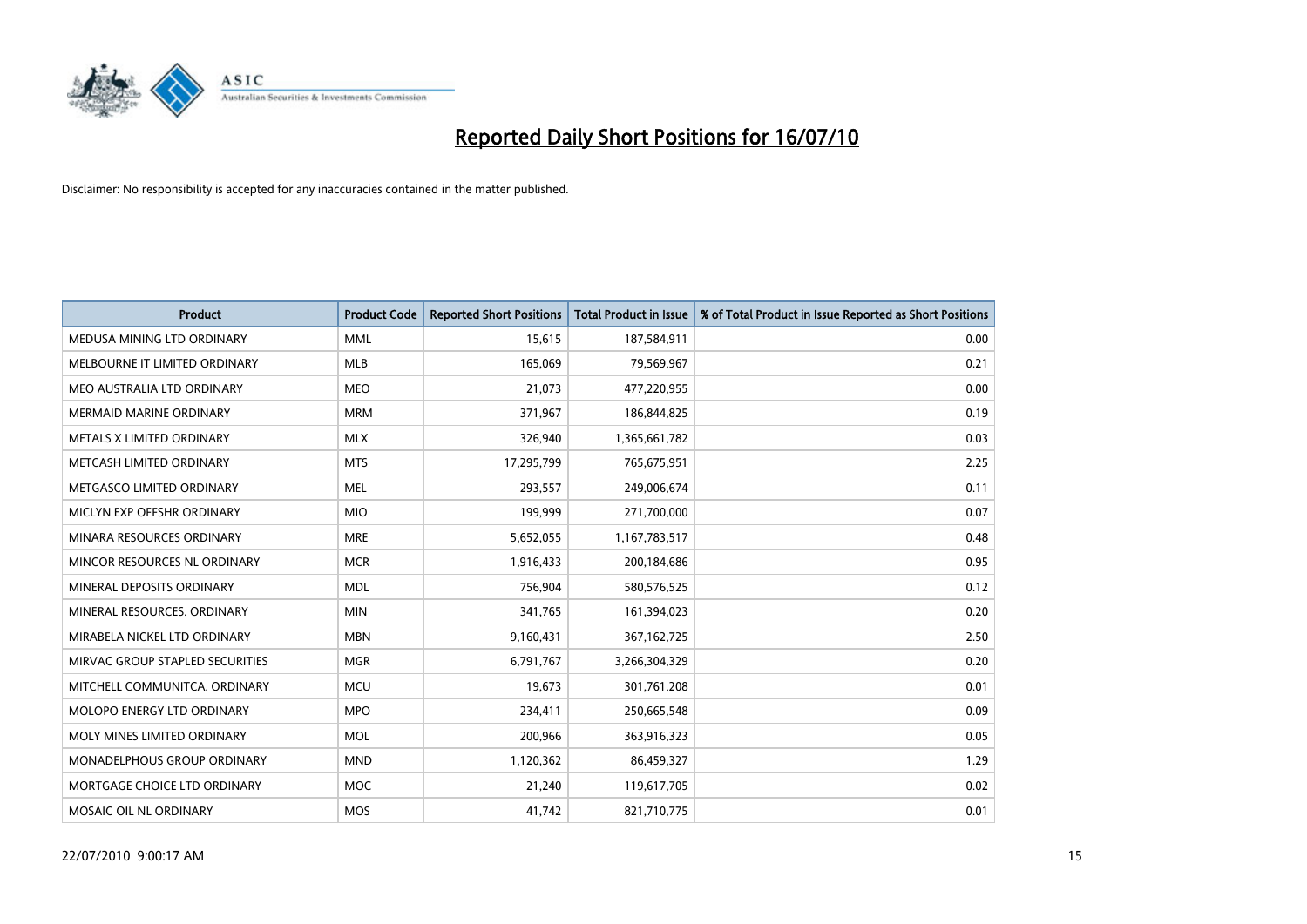# Reported Daily Short Positions for 16/07/10

Disclaimer: No responsibility is accepted for any inaccuracies contained in the matter published.

| Product | Product Code | Reported Short Positions | Total Product in Issue | % of Total Product in Issue Reported as Short Positions |
| --- | --- | --- | --- | --- |
| MEDUSA MINING LTD ORDINARY | MML | 15,615 | 187,584,911 | 0.00 |
| MELBOURNE IT LIMITED ORDINARY | MLB | 165,069 | 79,569,967 | 0.21 |
| MEO AUSTRALIA LTD ORDINARY | MEO | 21,073 | 477,220,955 | 0.00 |
| MERMAID MARINE ORDINARY | MRM | 371,967 | 186,844,825 | 0.19 |
| METALS X LIMITED ORDINARY | MLX | 326,940 | 1,365,661,782 | 0.03 |
| METCASH LIMITED ORDINARY | MTS | 17,295,799 | 765,675,951 | 2.25 |
| METGASCO LIMITED ORDINARY | MEL | 293,557 | 249,006,674 | 0.11 |
| MICLYN EXP OFFSHR ORDINARY | MIO | 199,999 | 271,700,000 | 0.07 |
| MINARA RESOURCES ORDINARY | MRE | 5,652,055 | 1,167,783,517 | 0.48 |
| MINCOR RESOURCES NL ORDINARY | MCR | 1,916,433 | 200,184,686 | 0.95 |
| MINERAL DEPOSITS ORDINARY | MDL | 756,904 | 580,576,525 | 0.12 |
| MINERAL RESOURCES. ORDINARY | MIN | 341,765 | 161,394,023 | 0.20 |
| MIRABELA NICKEL LTD ORDINARY | MBN | 9,160,431 | 367,162,725 | 2.50 |
| MIRVAC GROUP STAPLED SECURITIES | MGR | 6,791,767 | 3,266,304,329 | 0.20 |
| MITCHELL COMMUNITCA. ORDINARY | MCU | 19,673 | 301,761,208 | 0.01 |
| MOLOPO ENERGY LTD ORDINARY | MPO | 234,411 | 250,665,548 | 0.09 |
| MOLY MINES LIMITED ORDINARY | MOL | 200,966 | 363,916,323 | 0.05 |
| MONADELPHOUS GROUP ORDINARY | MND | 1,120,362 | 86,459,327 | 1.29 |
| MORTGAGE CHOICE LTD ORDINARY | MOC | 21,240 | 119,617,705 | 0.02 |
| MOSAIC OIL NL ORDINARY | MOS | 41,742 | 821,710,775 | 0.01 |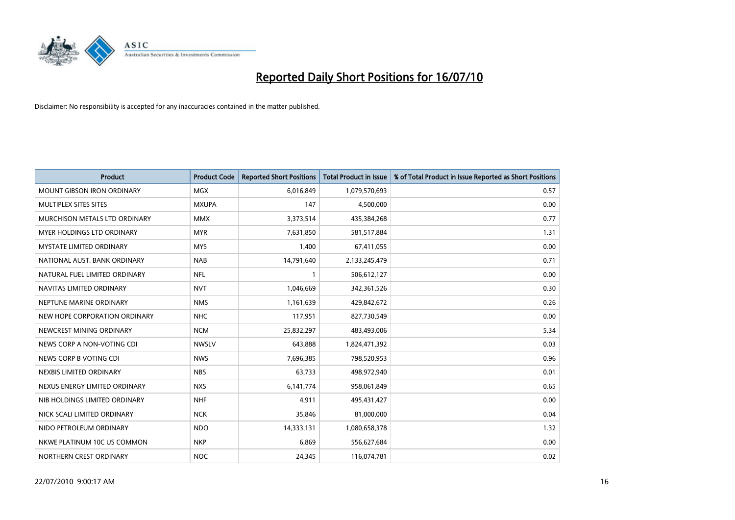# Reported Daily Short Positions for 16/07/10

Disclaimer: No responsibility is accepted for any inaccuracies contained in the matter published.

| Product | Product Code | Reported Short Positions | Total Product in Issue | % of Total Product in Issue Reported as Short Positions |
|---|---|---|---|---|
| MOUNT GIBSON IRON ORDINARY | MGX | 6,016,849 | 1,079,570,693 | 0.57 |
| MULTIPLEX SITES SITES | MXUPA | 147 | 4,500,000 | 0.00 |
| MURCHISON METALS LTD ORDINARY | MMX | 3,373,514 | 435,384,268 | 0.77 |
| MYER HOLDINGS LTD ORDINARY | MYR | 7,631,850 | 581,517,884 | 1.31 |
| MYSTATE LIMITED ORDINARY | MYS | 1,400 | 67,411,055 | 0.00 |
| NATIONAL AUST. BANK ORDINARY | NAB | 14,791,640 | 2,133,245,479 | 0.71 |
| NATURAL FUEL LIMITED ORDINARY | NFL | 1 | 506,612,127 | 0.00 |
| NAVITAS LIMITED ORDINARY | NVT | 1,046,669 | 342,361,526 | 0.30 |
| NEPTUNE MARINE ORDINARY | NMS | 1,161,639 | 429,842,672 | 0.26 |
| NEW HOPE CORPORATION ORDINARY | NHC | 117,951 | 827,730,549 | 0.00 |
| NEWCREST MINING ORDINARY | NCM | 25,832,297 | 483,493,006 | 5.34 |
| NEWS CORP A NON-VOTING CDI | NWSLV | 643,888 | 1,824,471,392 | 0.03 |
| NEWS CORP B VOTING CDI | NWS | 7,696,385 | 798,520,953 | 0.96 |
| NEXBIS LIMITED ORDINARY | NBS | 63,733 | 498,972,940 | 0.01 |
| NEXUS ENERGY LIMITED ORDINARY | NXS | 6,141,774 | 958,061,849 | 0.65 |
| NIB HOLDINGS LIMITED ORDINARY | NHF | 4,911 | 495,431,427 | 0.00 |
| NICK SCALI LIMITED ORDINARY | NCK | 35,846 | 81,000,000 | 0.04 |
| NIDO PETROLEUM ORDINARY | NDO | 14,333,131 | 1,080,658,378 | 1.32 |
| NKWE PLATINUM 10C US COMMON | NKP | 6,869 | 556,627,684 | 0.00 |
| NORTHERN CREST ORDINARY | NOC | 24,345 | 116,074,781 | 0.02 |

22/07/2010 9:00:17 AM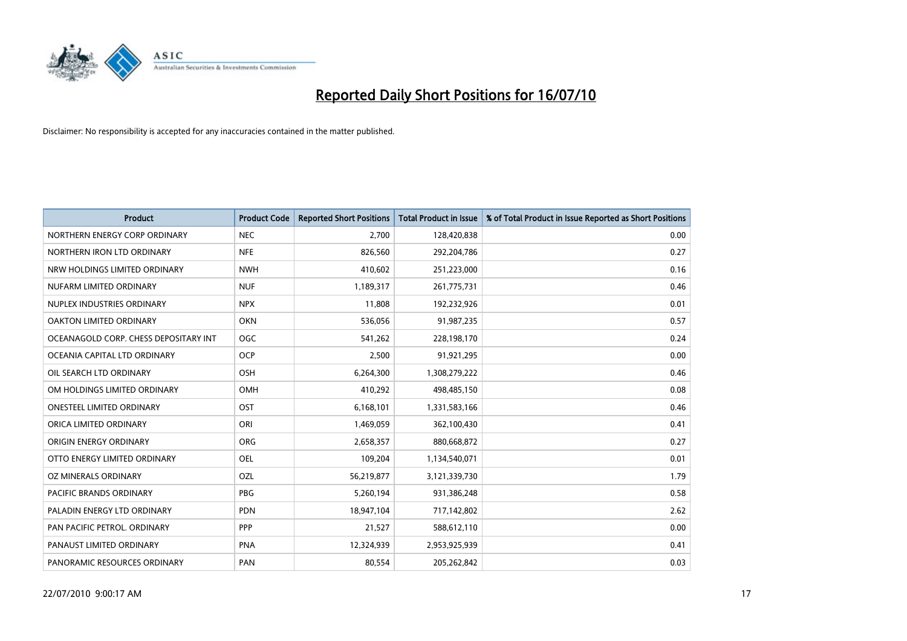# Reported Daily Short Positions for 16/07/10

Disclaimer: No responsibility is accepted for any inaccuracies contained in the matter published.

| Product | Product Code | Reported Short Positions | Total Product in Issue | % of Total Product in Issue Reported as Short Positions |
|---|---|---|---|---|
| NORTHERN ENERGY CORP ORDINARY | NEC | 2,700 | 128,420,838 | 0.00 |
| NORTHERN IRON LTD ORDINARY | NFE | 826,560 | 292,204,786 | 0.27 |
| NRW HOLDINGS LIMITED ORDINARY | NWH | 410,602 | 251,223,000 | 0.16 |
| NUFARM LIMITED ORDINARY | NUF | 1,189,317 | 261,775,731 | 0.46 |
| NUPLEX INDUSTRIES ORDINARY | NPX | 11,808 | 192,232,926 | 0.01 |
| OAKTON LIMITED ORDINARY | OKN | 536,056 | 91,987,235 | 0.57 |
| OCEANAGOLD CORP. CHESS DEPOSITARY INT | OGC | 541,262 | 228,198,170 | 0.24 |
| OCEANIA CAPITAL LTD ORDINARY | OCP | 2,500 | 91,921,295 | 0.00 |
| OIL SEARCH LTD ORDINARY | OSH | 6,264,300 | 1,308,279,222 | 0.46 |
| OM HOLDINGS LIMITED ORDINARY | OMH | 410,292 | 498,485,150 | 0.08 |
| ONESTEEL LIMITED ORDINARY | OST | 6,168,101 | 1,331,583,166 | 0.46 |
| ORICA LIMITED ORDINARY | ORI | 1,469,059 | 362,100,430 | 0.41 |
| ORIGIN ENERGY ORDINARY | ORG | 2,658,357 | 880,668,872 | 0.27 |
| OTTO ENERGY LIMITED ORDINARY | OEL | 109,204 | 1,134,540,071 | 0.01 |
| OZ MINERALS ORDINARY | OZL | 56,219,877 | 3,121,339,730 | 1.79 |
| PACIFIC BRANDS ORDINARY | PBG | 5,260,194 | 931,386,248 | 0.58 |
| PALADIN ENERGY LTD ORDINARY | PDN | 18,947,104 | 717,142,802 | 2.62 |
| PAN PACIFIC PETROL. ORDINARY | PPP | 21,527 | 588,612,110 | 0.00 |
| PANAUST LIMITED ORDINARY | PNA | 12,324,939 | 2,953,925,939 | 0.41 |
| PANORAMIC RESOURCES ORDINARY | PAN | 80,554 | 205,262,842 | 0.03 |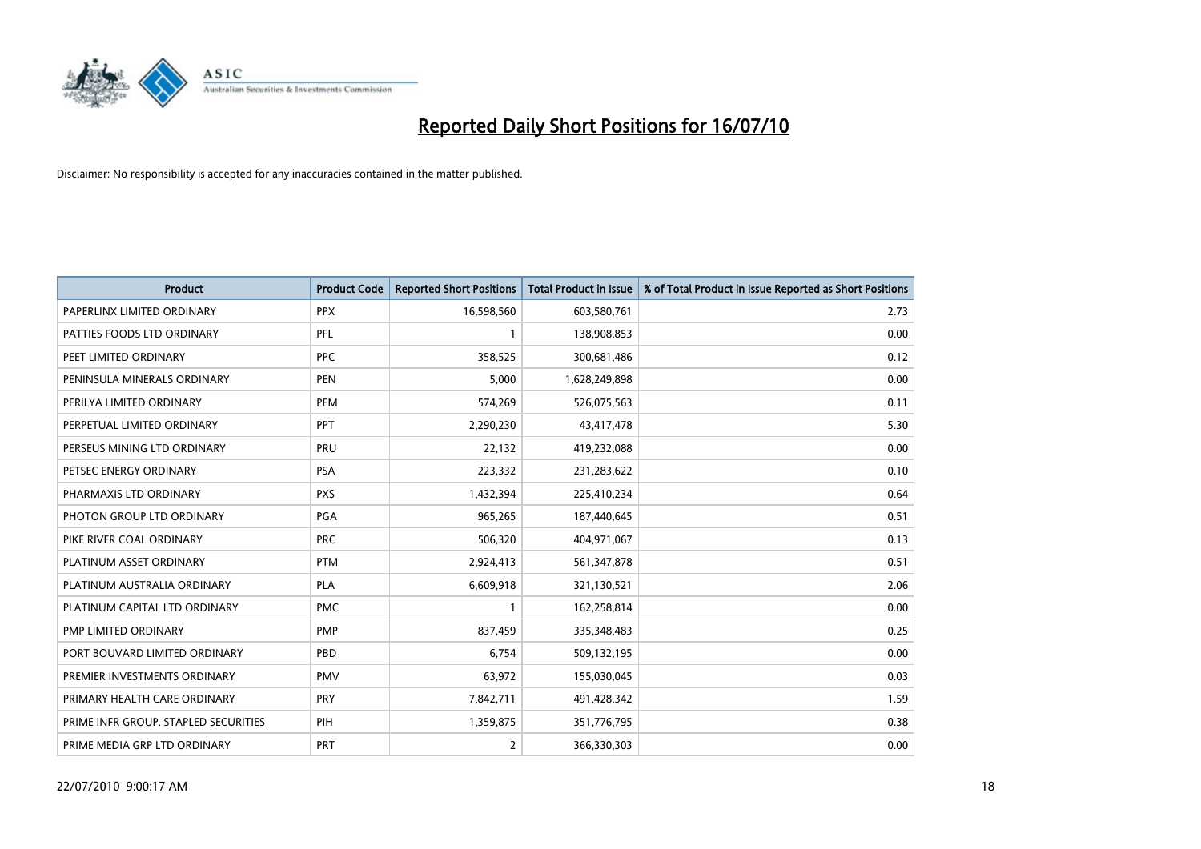# Reported Daily Short Positions for 16/07/10

Disclaimer: No responsibility is accepted for any inaccuracies contained in the matter published.

| Product | Product Code | Reported Short Positions | Total Product in Issue | % of Total Product in Issue Reported as Short Positions |
|---|---|---|---|---|
| PAPERLINX LIMITED ORDINARY | PPX | 16,598,560 | 603,580,761 | 2.73 |
| PATTIES FOODS LTD ORDINARY | PFL | 1 | 138,908,853 | 0.00 |
| PEET LIMITED ORDINARY | PPC | 358,525 | 300,681,486 | 0.12 |
| PENINSULA MINERALS ORDINARY | PEN | 5,000 | 1,628,249,898 | 0.00 |
| PERILYA LIMITED ORDINARY | PEM | 574,269 | 526,075,563 | 0.11 |
| PERPETUAL LIMITED ORDINARY | PPT | 2,290,230 | 43,417,478 | 5.30 |
| PERSEUS MINING LTD ORDINARY | PRU | 22,132 | 419,232,088 | 0.00 |
| PETSEC ENERGY ORDINARY | PSA | 223,332 | 231,283,622 | 0.10 |
| PHARMAXIS LTD ORDINARY | PXS | 1,432,394 | 225,410,234 | 0.64 |
| PHOTON GROUP LTD ORDINARY | PGA | 965,265 | 187,440,645 | 0.51 |
| PIKE RIVER COAL ORDINARY | PRC | 506,320 | 404,971,067 | 0.13 |
| PLATINUM ASSET ORDINARY | PTM | 2,924,413 | 561,347,878 | 0.51 |
| PLATINUM AUSTRALIA ORDINARY | PLA | 6,609,918 | 321,130,521 | 2.06 |
| PLATINUM CAPITAL LTD ORDINARY | PMC | 1 | 162,258,814 | 0.00 |
| PMP LIMITED ORDINARY | PMP | 837,459 | 335,348,483 | 0.25 |
| PORT BOUVARD LIMITED ORDINARY | PBD | 6,754 | 509,132,195 | 0.00 |
| PREMIER INVESTMENTS ORDINARY | PMV | 63,972 | 155,030,045 | 0.03 |
| PRIMARY HEALTH CARE ORDINARY | PRY | 7,842,711 | 491,428,342 | 1.59 |
| PRIME INFR GROUP. STAPLED SECURITIES | PIH | 1,359,875 | 351,776,795 | 0.38 |
| PRIME MEDIA GRP LTD ORDINARY | PRT | 2 | 366,330,303 | 0.00 |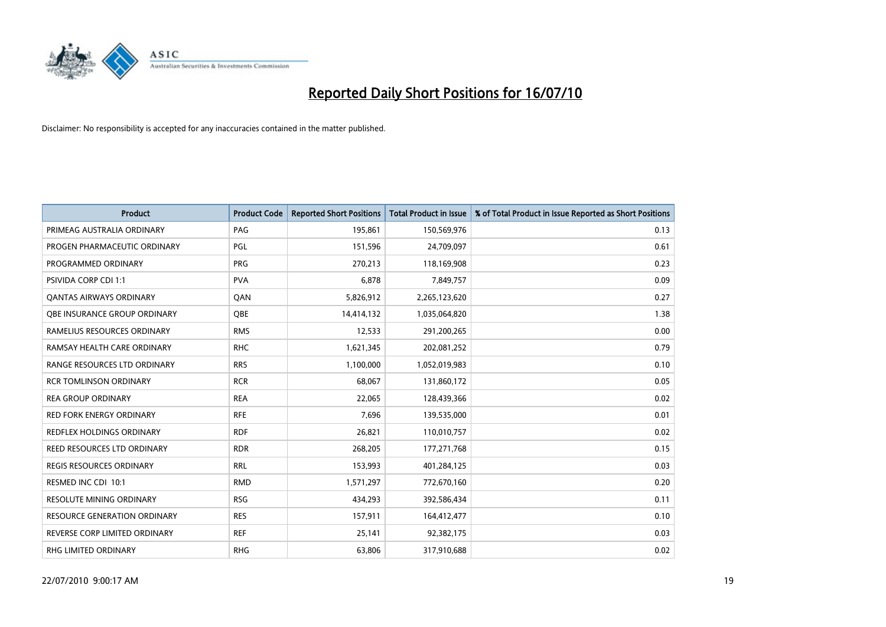# Reported Daily Short Positions for 16/07/10

Disclaimer: No responsibility is accepted for any inaccuracies contained in the matter published.

| Product | Product Code | Reported Short Positions | Total Product in Issue | % of Total Product in Issue Reported as Short Positions |
|---|---|---|---|---|
| PRIMEAG AUSTRALIA ORDINARY | PAG | 195,861 | 150,569,976 | 0.13 |
| PROGEN PHARMACEUTIC ORDINARY | PGL | 151,596 | 24,709,097 | 0.61 |
| PROGRAMMED ORDINARY | PRG | 270,213 | 118,169,908 | 0.23 |
| PSIVIDA CORP CDI 1:1 | PVA | 6,878 | 7,849,757 | 0.09 |
| QANTAS AIRWAYS ORDINARY | QAN | 5,826,912 | 2,265,123,620 | 0.27 |
| QBE INSURANCE GROUP ORDINARY | QBE | 14,414,132 | 1,035,064,820 | 1.38 |
| RAMELIUS RESOURCES ORDINARY | RMS | 12,533 | 291,200,265 | 0.00 |
| RAMSAY HEALTH CARE ORDINARY | RHC | 1,621,345 | 202,081,252 | 0.79 |
| RANGE RESOURCES LTD ORDINARY | RRS | 1,100,000 | 1,052,019,983 | 0.10 |
| RCR TOMLINSON ORDINARY | RCR | 68,067 | 131,860,172 | 0.05 |
| REA GROUP ORDINARY | REA | 22,065 | 128,439,366 | 0.02 |
| RED FORK ENERGY ORDINARY | RFE | 7,696 | 139,535,000 | 0.01 |
| REDFLEX HOLDINGS ORDINARY | RDF | 26,821 | 110,010,757 | 0.02 |
| REED RESOURCES LTD ORDINARY | RDR | 268,205 | 177,271,768 | 0.15 |
| REGIS RESOURCES ORDINARY | RRL | 153,993 | 401,284,125 | 0.03 |
| RESMED INC CDI 10:1 | RMD | 1,571,297 | 772,670,160 | 0.20 |
| RESOLUTE MINING ORDINARY | RSG | 434,293 | 392,586,434 | 0.11 |
| RESOURCE GENERATION ORDINARY | RES | 157,911 | 164,412,477 | 0.10 |
| REVERSE CORP LIMITED ORDINARY | REF | 25,141 | 92,382,175 | 0.03 |
| RHG LIMITED ORDINARY | RHG | 63,806 | 317,910,688 | 0.02 |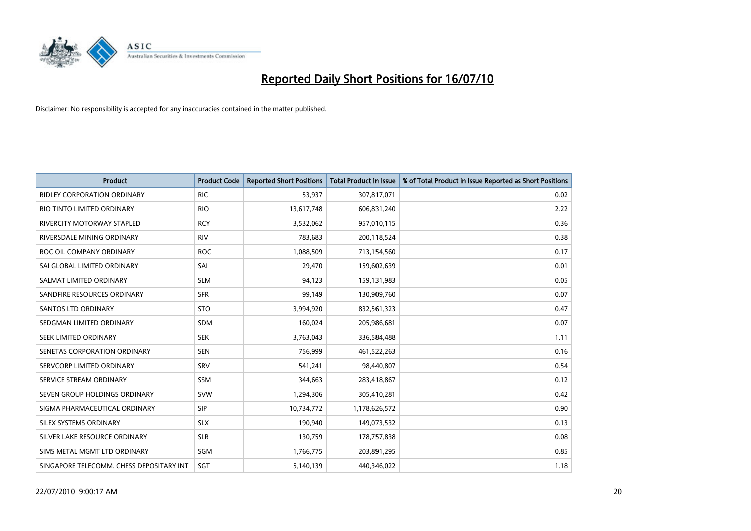# Reported Daily Short Positions for 16/07/10

Disclaimer: No responsibility is accepted for any inaccuracies contained in the matter published.

| Product | Product Code | Reported Short Positions | Total Product in Issue | % of Total Product in Issue Reported as Short Positions |
|---|---|---|---|---|
| RIDLEY CORPORATION ORDINARY | RIC | 53,937 | 307,817,071 | 0.02 |
| RIO TINTO LIMITED ORDINARY | RIO | 13,617,748 | 606,831,240 | 2.22 |
| RIVERCITY MOTORWAY STAPLED | RCY | 3,532,062 | 957,010,115 | 0.36 |
| RIVERSDALE MINING ORDINARY | RIV | 783,683 | 200,118,524 | 0.38 |
| ROC OIL COMPANY ORDINARY | ROC | 1,088,509 | 713,154,560 | 0.17 |
| SAI GLOBAL LIMITED ORDINARY | SAI | 29,470 | 159,602,639 | 0.01 |
| SALMAT LIMITED ORDINARY | SLM | 94,123 | 159,131,983 | 0.05 |
| SANDFIRE RESOURCES ORDINARY | SFR | 99,149 | 130,909,760 | 0.07 |
| SANTOS LTD ORDINARY | STO | 3,994,920 | 832,561,323 | 0.47 |
| SEDGMAN LIMITED ORDINARY | SDM | 160,024 | 205,986,681 | 0.07 |
| SEEK LIMITED ORDINARY | SEK | 3,763,043 | 336,584,488 | 1.11 |
| SENETAS CORPORATION ORDINARY | SEN | 756,999 | 461,522,263 | 0.16 |
| SERVCORP LIMITED ORDINARY | SRV | 541,241 | 98,440,807 | 0.54 |
| SERVICE STREAM ORDINARY | SSM | 344,663 | 283,418,867 | 0.12 |
| SEVEN GROUP HOLDINGS ORDINARY | SVW | 1,294,306 | 305,410,281 | 0.42 |
| SIGMA PHARMACEUTICAL ORDINARY | SIP | 10,734,772 | 1,178,626,572 | 0.90 |
| SILEX SYSTEMS ORDINARY | SLX | 190,940 | 149,073,532 | 0.13 |
| SILVER LAKE RESOURCE ORDINARY | SLR | 130,759 | 178,757,838 | 0.08 |
| SIMS METAL MGMT LTD ORDINARY | SGM | 1,766,775 | 203,891,295 | 0.85 |
| SINGAPORE TELECOMM. CHESS DEPOSITARY INT | SGT | 5,140,139 | 440,346,022 | 1.18 |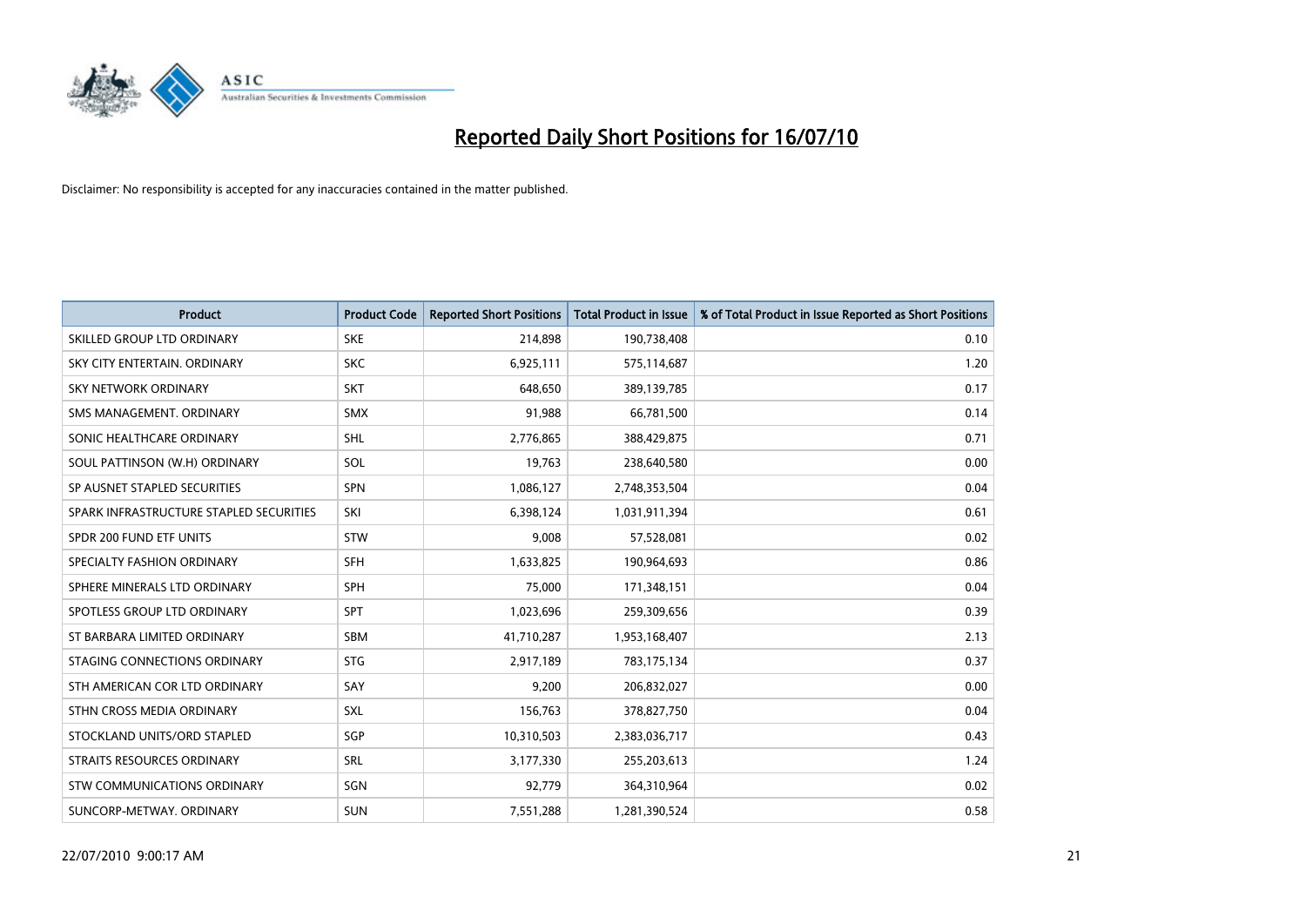# Reported Daily Short Positions for 16/07/10

Disclaimer: No responsibility is accepted for any inaccuracies contained in the matter published.

| Product | Product Code | Reported Short Positions | Total Product in Issue | % of Total Product in Issue Reported as Short Positions |
|---|---|---|---|---|
| SKILLED GROUP LTD ORDINARY | SKE | 214,898 | 190,738,408 | 0.10 |
| SKY CITY ENTERTAIN. ORDINARY | SKC | 6,925,111 | 575,114,687 | 1.20 |
| SKY NETWORK ORDINARY | SKT | 648,650 | 389,139,785 | 0.17 |
| SMS MANAGEMENT. ORDINARY | SMX | 91,988 | 66,781,500 | 0.14 |
| SONIC HEALTHCARE ORDINARY | SHL | 2,776,865 | 388,429,875 | 0.71 |
| SOUL PATTINSON (W.H) ORDINARY | SOL | 19,763 | 238,640,580 | 0.00 |
| SP AUSNET STAPLED SECURITIES | SPN | 1,086,127 | 2,748,353,504 | 0.04 |
| SPARK INFRASTRUCTURE STAPLED SECURITIES | SKI | 6,398,124 | 1,031,911,394 | 0.61 |
| SPDR 200 FUND ETF UNITS | STW | 9,008 | 57,528,081 | 0.02 |
| SPECIALTY FASHION ORDINARY | SFH | 1,633,825 | 190,964,693 | 0.86 |
| SPHERE MINERALS LTD ORDINARY | SPH | 75,000 | 171,348,151 | 0.04 |
| SPOTLESS GROUP LTD ORDINARY | SPT | 1,023,696 | 259,309,656 | 0.39 |
| ST BARBARA LIMITED ORDINARY | SBM | 41,710,287 | 1,953,168,407 | 2.13 |
| STAGING CONNECTIONS ORDINARY | STG | 2,917,189 | 783,175,134 | 0.37 |
| STH AMERICAN COR LTD ORDINARY | SAY | 9,200 | 206,832,027 | 0.00 |
| STHN CROSS MEDIA ORDINARY | SXL | 156,763 | 378,827,750 | 0.04 |
| STOCKLAND UNITS/ORD STAPLED | SGP | 10,310,503 | 2,383,036,717 | 0.43 |
| STRAITS RESOURCES ORDINARY | SRL | 3,177,330 | 255,203,613 | 1.24 |
| STW COMMUNICATIONS ORDINARY | SGN | 92,779 | 364,310,964 | 0.02 |
| SUNCORP-METWAY. ORDINARY | SUN | 7,551,288 | 1,281,390,524 | 0.58 |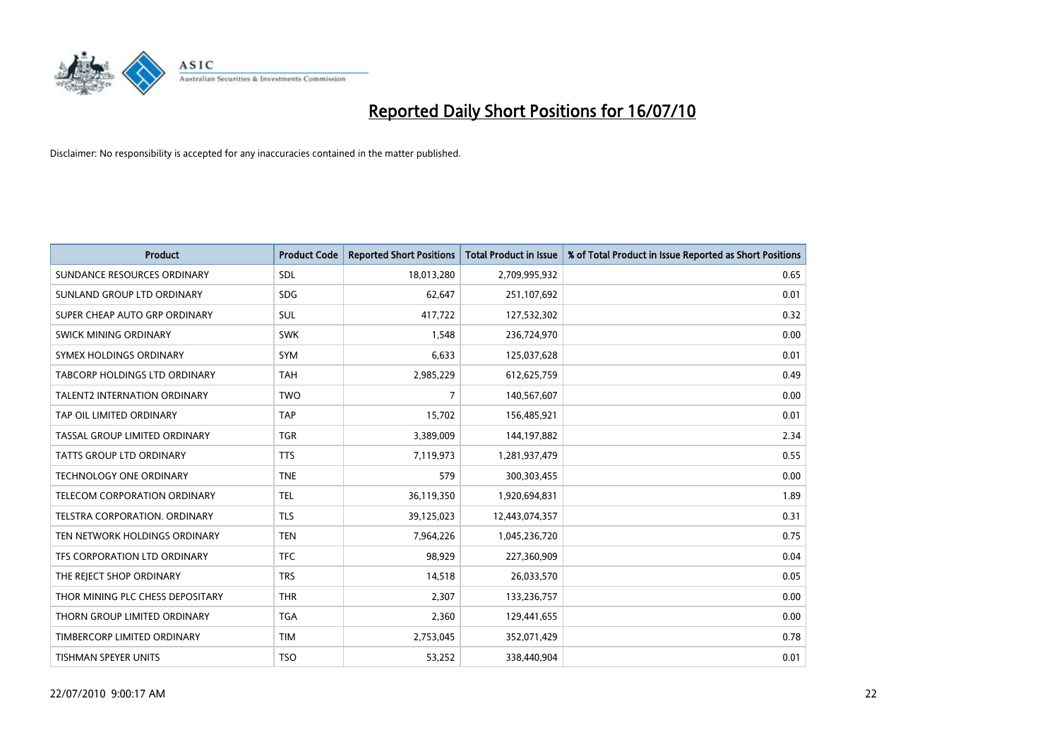# Reported Daily Short Positions for 16/07/10

Disclaimer: No responsibility is accepted for any inaccuracies contained in the matter published.

| Product | Product Code | Reported Short Positions | Total Product in Issue | % of Total Product in Issue Reported as Short Positions |
|---|---|---|---|---|
| SUNDANCE RESOURCES ORDINARY | SDL | 18,013,280 | 2,709,995,932 | 0.65 |
| SUNLAND GROUP LTD ORDINARY | SDG | 62,647 | 251,107,692 | 0.01 |
| SUPER CHEAP AUTO GRP ORDINARY | SUL | 417,722 | 127,532,302 | 0.32 |
| SWICK MINING ORDINARY | SWK | 1,548 | 236,724,970 | 0.00 |
| SYMEX HOLDINGS ORDINARY | SYM | 6,633 | 125,037,628 | 0.01 |
| TABCORP HOLDINGS LTD ORDINARY | TAH | 2,985,229 | 612,625,759 | 0.49 |
| TALENT2 INTERNATION ORDINARY | TWO | 7 | 140,567,607 | 0.00 |
| TAP OIL LIMITED ORDINARY | TAP | 15,702 | 156,485,921 | 0.01 |
| TASSAL GROUP LIMITED ORDINARY | TGR | 3,389,009 | 144,197,882 | 2.34 |
| TATTS GROUP LTD ORDINARY | TTS | 7,119,973 | 1,281,937,479 | 0.55 |
| TECHNOLOGY ONE ORDINARY | TNE | 579 | 300,303,455 | 0.00 |
| TELECOM CORPORATION ORDINARY | TEL | 36,119,350 | 1,920,694,831 | 1.89 |
| TELSTRA CORPORATION. ORDINARY | TLS | 39,125,023 | 12,443,074,357 | 0.31 |
| TEN NETWORK HOLDINGS ORDINARY | TEN | 7,964,226 | 1,045,236,720 | 0.75 |
| TFS CORPORATION LTD ORDINARY | TFC | 98,929 | 227,360,909 | 0.04 |
| THE REJECT SHOP ORDINARY | TRS | 14,518 | 26,033,570 | 0.05 |
| THOR MINING PLC CHESS DEPOSITARY | THR | 2,307 | 133,236,757 | 0.00 |
| THORN GROUP LIMITED ORDINARY | TGA | 2,360 | 129,441,655 | 0.00 |
| TIMBERCORP LIMITED ORDINARY | TIM | 2,753,045 | 352,071,429 | 0.78 |
| TISHMAN SPEYER UNITS | TSO | 53,252 | 338,440,904 | 0.01 |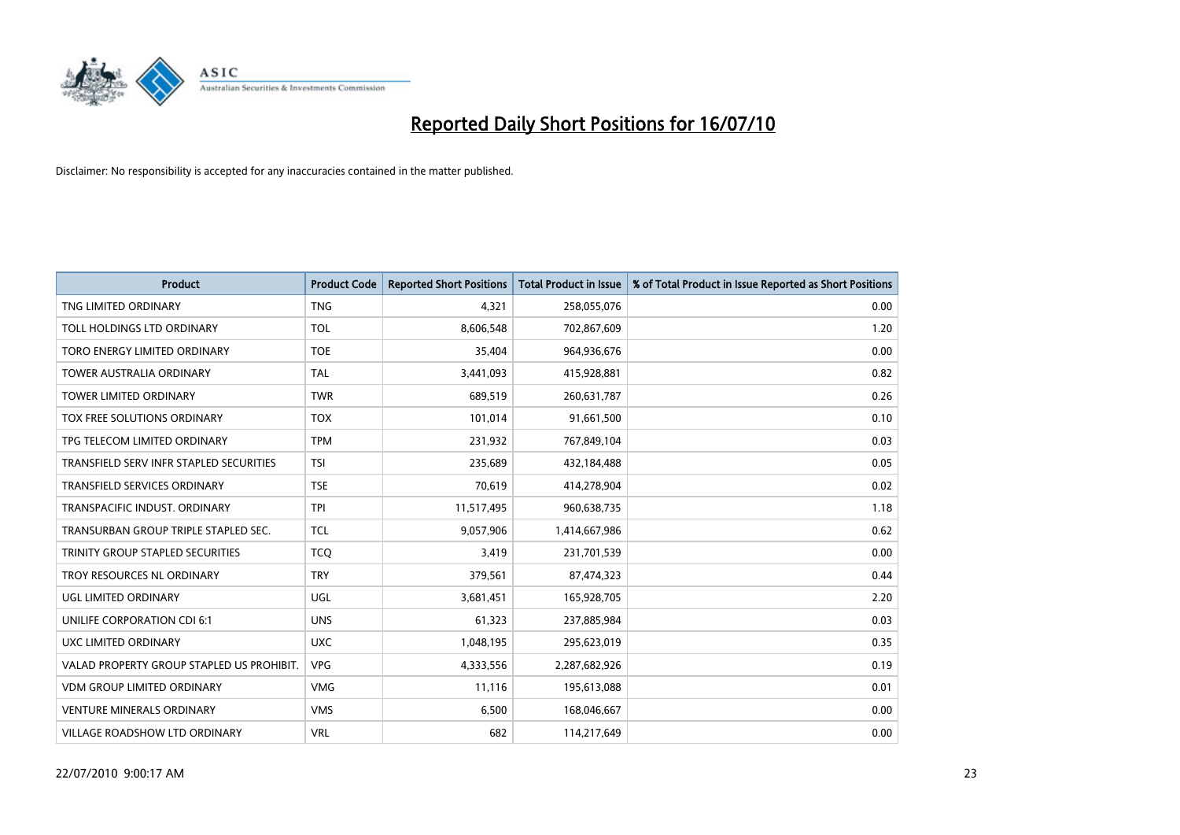# Reported Daily Short Positions for 16/07/10

Disclaimer: No responsibility is accepted for any inaccuracies contained in the matter published.

| Product | Product Code | Reported Short Positions | Total Product in Issue | % of Total Product in Issue Reported as Short Positions |
|---|---|---|---|---|
| TNG LIMITED ORDINARY | TNG | 4,321 | 258,055,076 | 0.00 |
| TOLL HOLDINGS LTD ORDINARY | TOL | 8,606,548 | 702,867,609 | 1.20 |
| TORO ENERGY LIMITED ORDINARY | TOE | 35,404 | 964,936,676 | 0.00 |
| TOWER AUSTRALIA ORDINARY | TAL | 3,441,093 | 415,928,881 | 0.82 |
| TOWER LIMITED ORDINARY | TWR | 689,519 | 260,631,787 | 0.26 |
| TOX FREE SOLUTIONS ORDINARY | TOX | 101,014 | 91,661,500 | 0.10 |
| TPG TELECOM LIMITED ORDINARY | TPM | 231,932 | 767,849,104 | 0.03 |
| TRANSFIELD SERV INFR STAPLED SECURITIES | TSI | 235,689 | 432,184,488 | 0.05 |
| TRANSFIELD SERVICES ORDINARY | TSE | 70,619 | 414,278,904 | 0.02 |
| TRANSPACIFIC INDUST. ORDINARY | TPI | 11,517,495 | 960,638,735 | 1.18 |
| TRANSURBAN GROUP TRIPLE STAPLED SEC. | TCL | 9,057,906 | 1,414,667,986 | 0.62 |
| TRINITY GROUP STAPLED SECURITIES | TCQ | 3,419 | 231,701,539 | 0.00 |
| TROY RESOURCES NL ORDINARY | TRY | 379,561 | 87,474,323 | 0.44 |
| UGL LIMITED ORDINARY | UGL | 3,681,451 | 165,928,705 | 2.20 |
| UNILIFE CORPORATION CDI 6:1 | UNS | 61,323 | 237,885,984 | 0.03 |
| UXC LIMITED ORDINARY | UXC | 1,048,195 | 295,623,019 | 0.35 |
| VALAD PROPERTY GROUP STAPLED US PROHIBIT. | VPG | 4,333,556 | 2,287,682,926 | 0.19 |
| VDM GROUP LIMITED ORDINARY | VMG | 11,116 | 195,613,088 | 0.01 |
| VENTURE MINERALS ORDINARY | VMS | 6,500 | 168,046,667 | 0.00 |
| VILLAGE ROADSHOW LTD ORDINARY | VRL | 682 | 114,217,649 | 0.00 |

22/07/2010 9:00:17 AM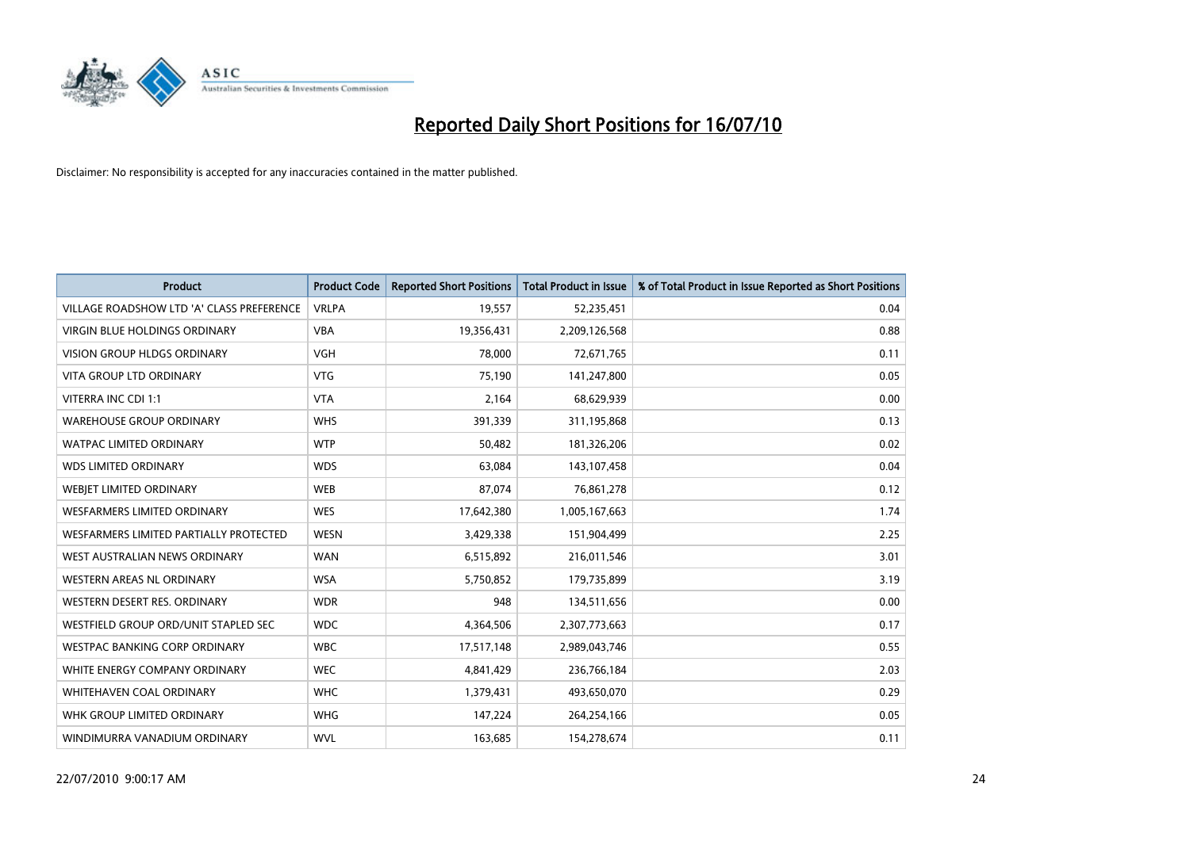# Reported Daily Short Positions for 16/07/10

Disclaimer: No responsibility is accepted for any inaccuracies contained in the matter published.

| Product | Product Code | Reported Short Positions | Total Product in Issue | % of Total Product in Issue Reported as Short Positions |
|---|---|---|---|---|
| VILLAGE ROADSHOW LTD 'A' CLASS PREFERENCE | VRLPA | 19,557 | 52,235,451 | 0.04 |
| VIRGIN BLUE HOLDINGS ORDINARY | VBA | 19,356,431 | 2,209,126,568 | 0.88 |
| VISION GROUP HLDGS ORDINARY | VGH | 78,000 | 72,671,765 | 0.11 |
| VITA GROUP LTD ORDINARY | VTG | 75,190 | 141,247,800 | 0.05 |
| VITERRA INC CDI 1:1 | VTA | 2,164 | 68,629,939 | 0.00 |
| WAREHOUSE GROUP ORDINARY | WHS | 391,339 | 311,195,868 | 0.13 |
| WATPAC LIMITED ORDINARY | WTP | 50,482 | 181,326,206 | 0.02 |
| WDS LIMITED ORDINARY | WDS | 63,084 | 143,107,458 | 0.04 |
| WEBJET LIMITED ORDINARY | WEB | 87,074 | 76,861,278 | 0.12 |
| WESFARMERS LIMITED ORDINARY | WES | 17,642,380 | 1,005,167,663 | 1.74 |
| WESFARMERS LIMITED PARTIALLY PROTECTED | WESN | 3,429,338 | 151,904,499 | 2.25 |
| WEST AUSTRALIAN NEWS ORDINARY | WAN | 6,515,892 | 216,011,546 | 3.01 |
| WESTERN AREAS NL ORDINARY | WSA | 5,750,852 | 179,735,899 | 3.19 |
| WESTERN DESERT RES. ORDINARY | WDR | 948 | 134,511,656 | 0.00 |
| WESTFIELD GROUP ORD/UNIT STAPLED SEC | WDC | 4,364,506 | 2,307,773,663 | 0.17 |
| WESTPAC BANKING CORP ORDINARY | WBC | 17,517,148 | 2,989,043,746 | 0.55 |
| WHITE ENERGY COMPANY ORDINARY | WEC | 4,841,429 | 236,766,184 | 2.03 |
| WHITEHAVEN COAL ORDINARY | WHC | 1,379,431 | 493,650,070 | 0.29 |
| WHK GROUP LIMITED ORDINARY | WHG | 147,224 | 264,254,166 | 0.05 |
| WINDIMURRA VANADIUM ORDINARY | WVL | 163,685 | 154,278,674 | 0.11 |

22/07/2010 9:00:17 AM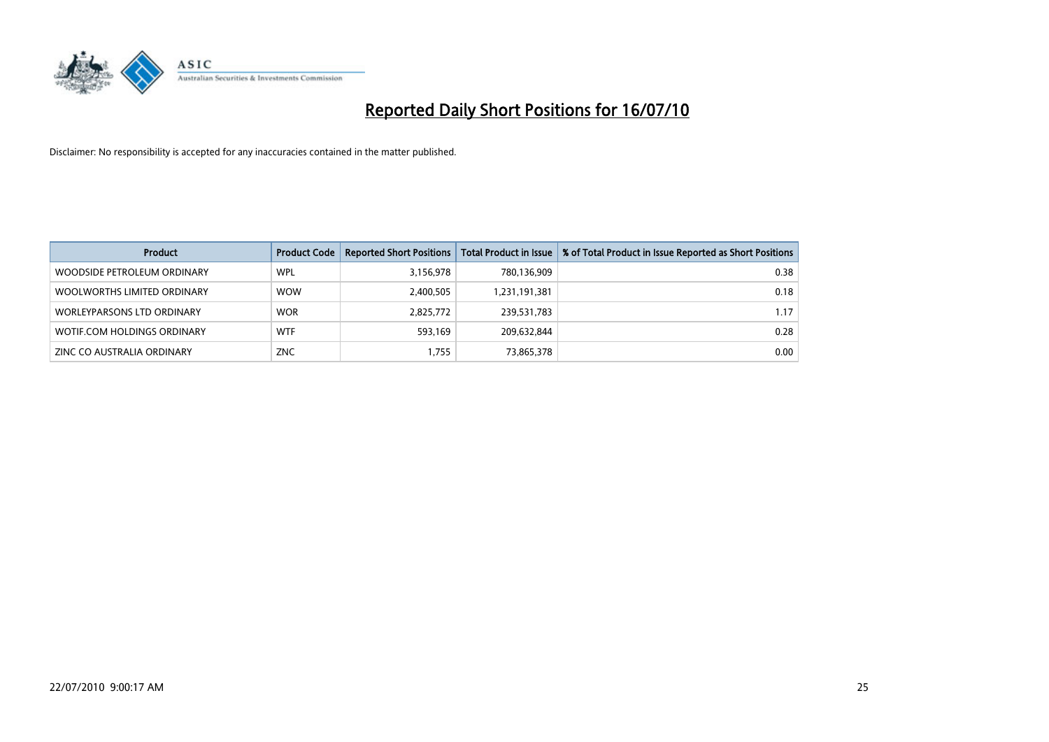# Reported Daily Short Positions for 16/07/10

Disclaimer: No responsibility is accepted for any inaccuracies contained in the matter published.

| Product | Product Code | Reported Short Positions | Total Product in Issue | % of Total Product in Issue Reported as Short Positions |
|---|---|---|---|---|
| WOODSIDE PETROLEUM ORDINARY | WPL | 3,156,978 | 780,136,909 | 0.38 |
| WOOLWORTHS LIMITED ORDINARY | WOW | 2,400,505 | 1,231,191,381 | 0.18 |
| WORLEYPARSONS LTD ORDINARY | WOR | 2,825,772 | 239,531,783 | 1.17 |
| WOTIF.COM HOLDINGS ORDINARY | WTF | 593,169 | 209,632,844 | 0.28 |
| ZINC CO AUSTRALIA ORDINARY | ZNC | 1,755 | 73,865,378 | 0.00 |

22/07/2010 9:00:17 AM